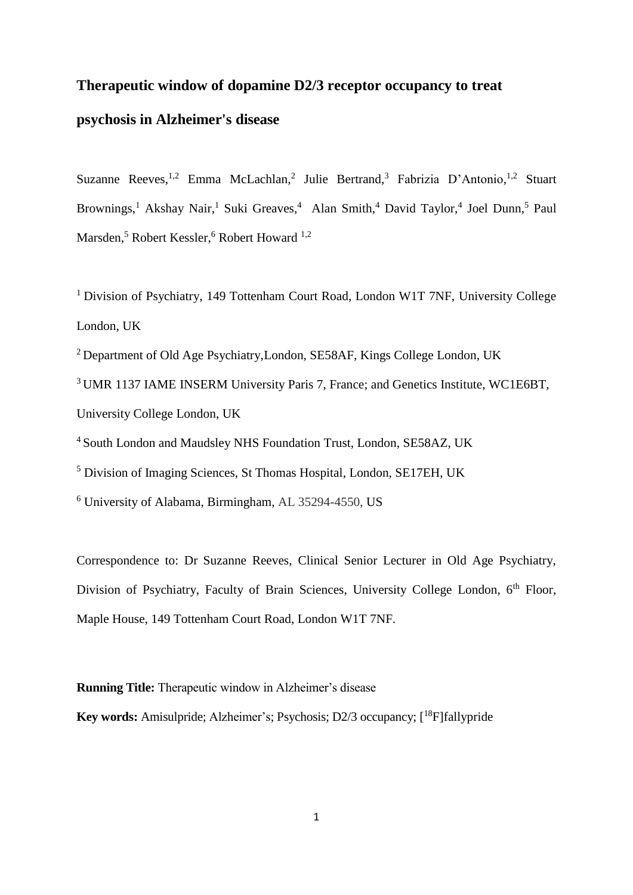# Therapeutic window of dopamine D2/3 receptor occupancy to treat psychosis in Alzheimer's disease

Suzanne Reeves,[1,2] Emma McLachlan,[2] Julie Bertrand,[3] Fabrizia D'Antonio,[1,2] Stuart Brownings,[1] Akshay Nair,[1] Suki Greaves,[4] Alan Smith,[4] David Taylor,[4] Joel Dunn,[5] Paul Marsden,[5] Robert Kessler,[6] Robert Howard [1,2]

[1] Division of Psychiatry, 149 Tottenham Court Road, London W1T 7NF, University College London, UK

[2] Department of Old Age Psychiatry,London, SE58AF, Kings College London, UK

[3] UMR 1137 IAME INSERM University Paris 7, France; and Genetics Institute, WC1E6BT, University College London, UK

[4] South London and Maudsley NHS Foundation Trust, London, SE58AZ, UK

[5] Division of Imaging Sciences, St Thomas Hospital, London, SE17EH, UK

[6] University of Alabama, Birmingham, AL 35294-4550, US

Correspondence to: Dr Suzanne Reeves, Clinical Senior Lecturer in Old Age Psychiatry, Division of Psychiatry, Faculty of Brain Sciences, University College London, 6th Floor, Maple House, 149 Tottenham Court Road, London W1T 7NF.

**Running Title:** Therapeutic window in Alzheimer's disease

**Key words:** Amisulpride; Alzheimer's; Psychosis; D2/3 occupancy; [$^{18}$F]fallypride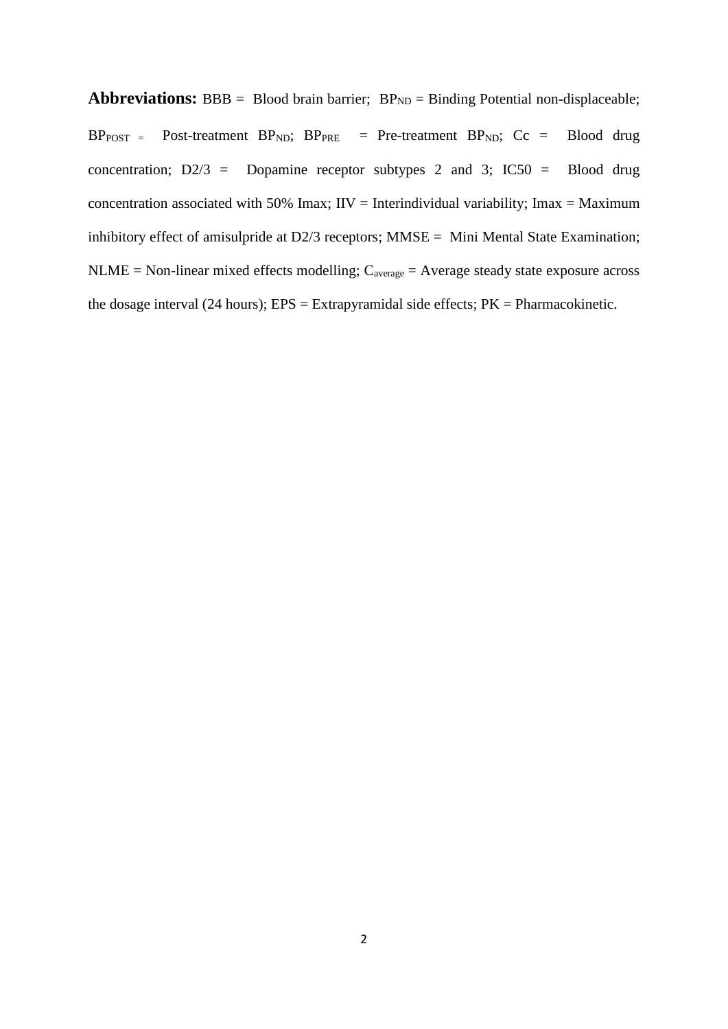**Abbreviations:** BBB = Blood brain barrier; $BP_{ND}$ = Binding Potential non-displaceable; $BP_{POST}$ = Post-treatment $BP_{ND}$; $BP_{PRE}$ = Pre-treatment $BP_{ND}$; Cc = Blood drug concentration; D2/3 = Dopamine receptor subtypes 2 and 3; IC50 = Blood drug concentration associated with 50% Imax; IIV = Interindividual variability; Imax = Maximum inhibitory effect of amisulpride at D2/3 receptors; MMSE = Mini Mental State Examination; NLME = Non-linear mixed effects modelling; $C_{average}$ = Average steady state exposure across the dosage interval (24 hours); EPS = Extrapyramidal side effects; PK = Pharmacokinetic.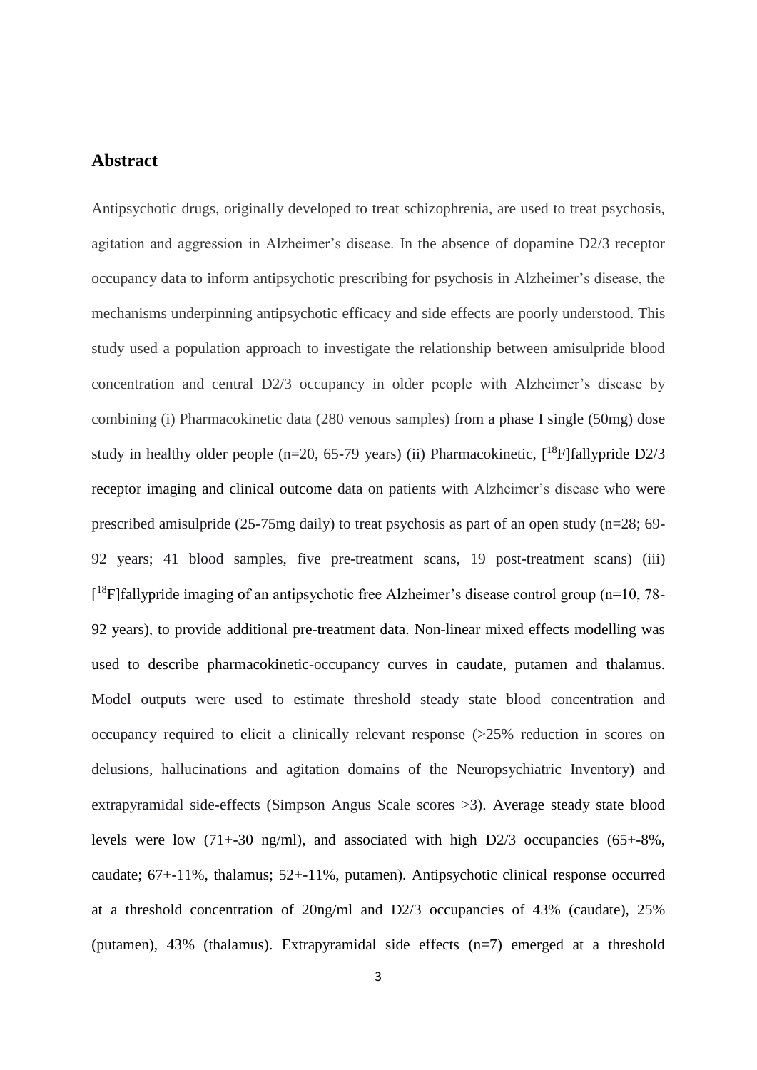## Abstract

Antipsychotic drugs, originally developed to treat schizophrenia, are used to treat psychosis, agitation and aggression in Alzheimer's disease. In the absence of dopamine D2/3 receptor occupancy data to inform antipsychotic prescribing for psychosis in Alzheimer's disease, the mechanisms underpinning antipsychotic efficacy and side effects are poorly understood. This study used a population approach to investigate the relationship between amisulpride blood concentration and central D2/3 occupancy in older people with Alzheimer's disease by combining (i) Pharmacokinetic data (280 venous samples) from a phase I single (50mg) dose study in healthy older people (n=20, 65-79 years) (ii) Pharmacokinetic, [$^{18}$F]fallypride D2/3 receptor imaging and clinical outcome data on patients with Alzheimer's disease who were prescribed amisulpride (25-75mg daily) to treat psychosis as part of an open study (n=28; 69-92 years; 41 blood samples, five pre-treatment scans, 19 post-treatment scans) (iii) [$^{18}$F]fallypride imaging of an antipsychotic free Alzheimer's disease control group (n=10, 78-92 years), to provide additional pre-treatment data. Non-linear mixed effects modelling was used to describe pharmacokinetic-occupancy curves in caudate, putamen and thalamus. Model outputs were used to estimate threshold steady state blood concentration and occupancy required to elicit a clinically relevant response (>25% reduction in scores on delusions, hallucinations and agitation domains of the Neuropsychiatric Inventory) and extrapyramidal side-effects (Simpson Angus Scale scores >3). Average steady state blood levels were low (71+-30 ng/ml), and associated with high D2/3 occupancies (65+-8%, caudate; 67+-11%, thalamus; 52+-11%, putamen). Antipsychotic clinical response occurred at a threshold concentration of 20ng/ml and D2/3 occupancies of 43% (caudate), 25% (putamen), 43% (thalamus). Extrapyramidal side effects (n=7) emerged at a threshold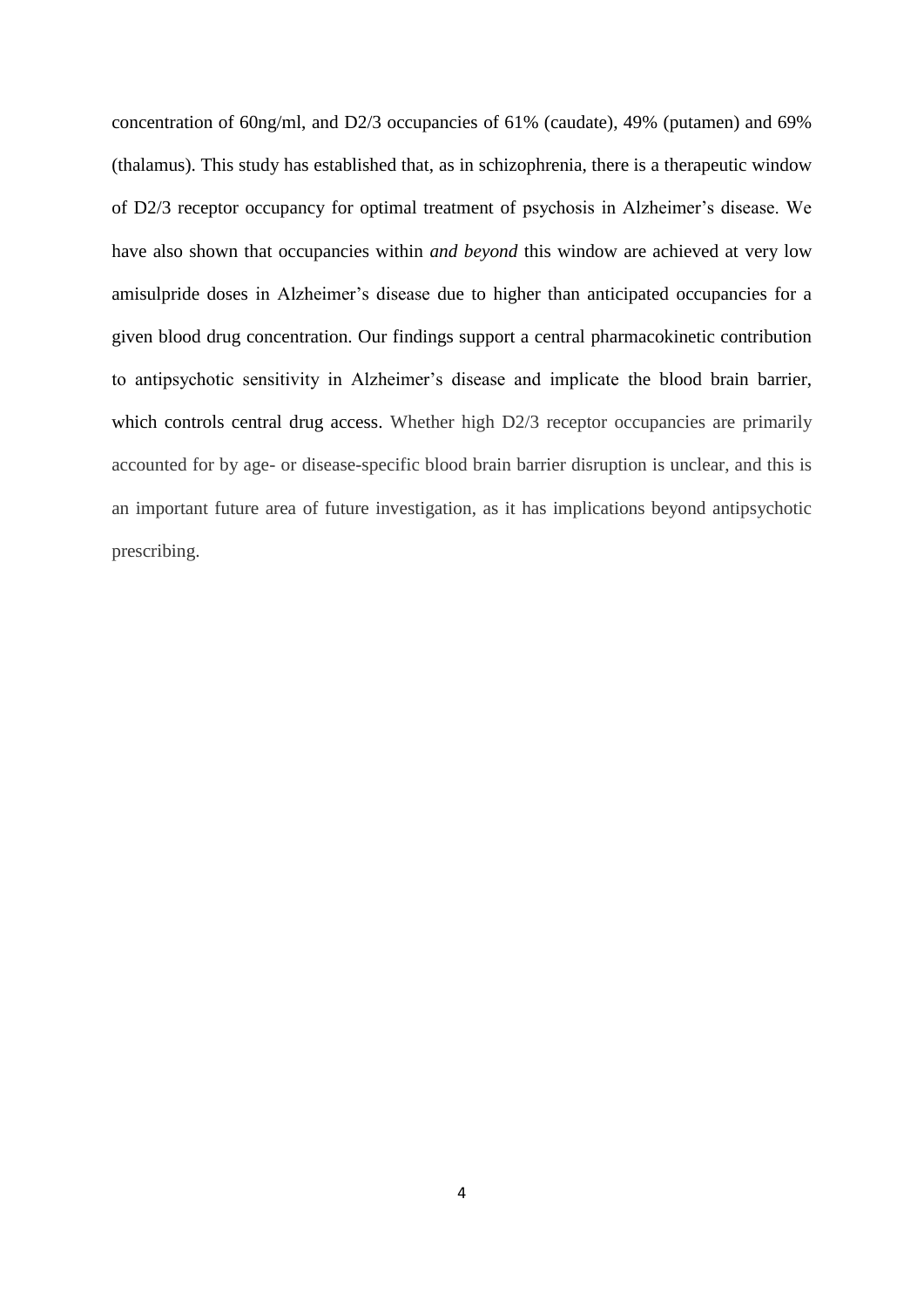concentration of 60ng/ml, and D2/3 occupancies of 61% (caudate), 49% (putamen) and 69% (thalamus). This study has established that, as in schizophrenia, there is a therapeutic window of D2/3 receptor occupancy for optimal treatment of psychosis in Alzheimer's disease. We have also shown that occupancies within *and beyond* this window are achieved at very low amisulpride doses in Alzheimer's disease due to higher than anticipated occupancies for a given blood drug concentration. Our findings support a central pharmacokinetic contribution to antipsychotic sensitivity in Alzheimer's disease and implicate the blood brain barrier, which controls central drug access. Whether high D2/3 receptor occupancies are primarily accounted for by age- or disease-specific blood brain barrier disruption is unclear, and this is an important future area of future investigation, as it has implications beyond antipsychotic prescribing.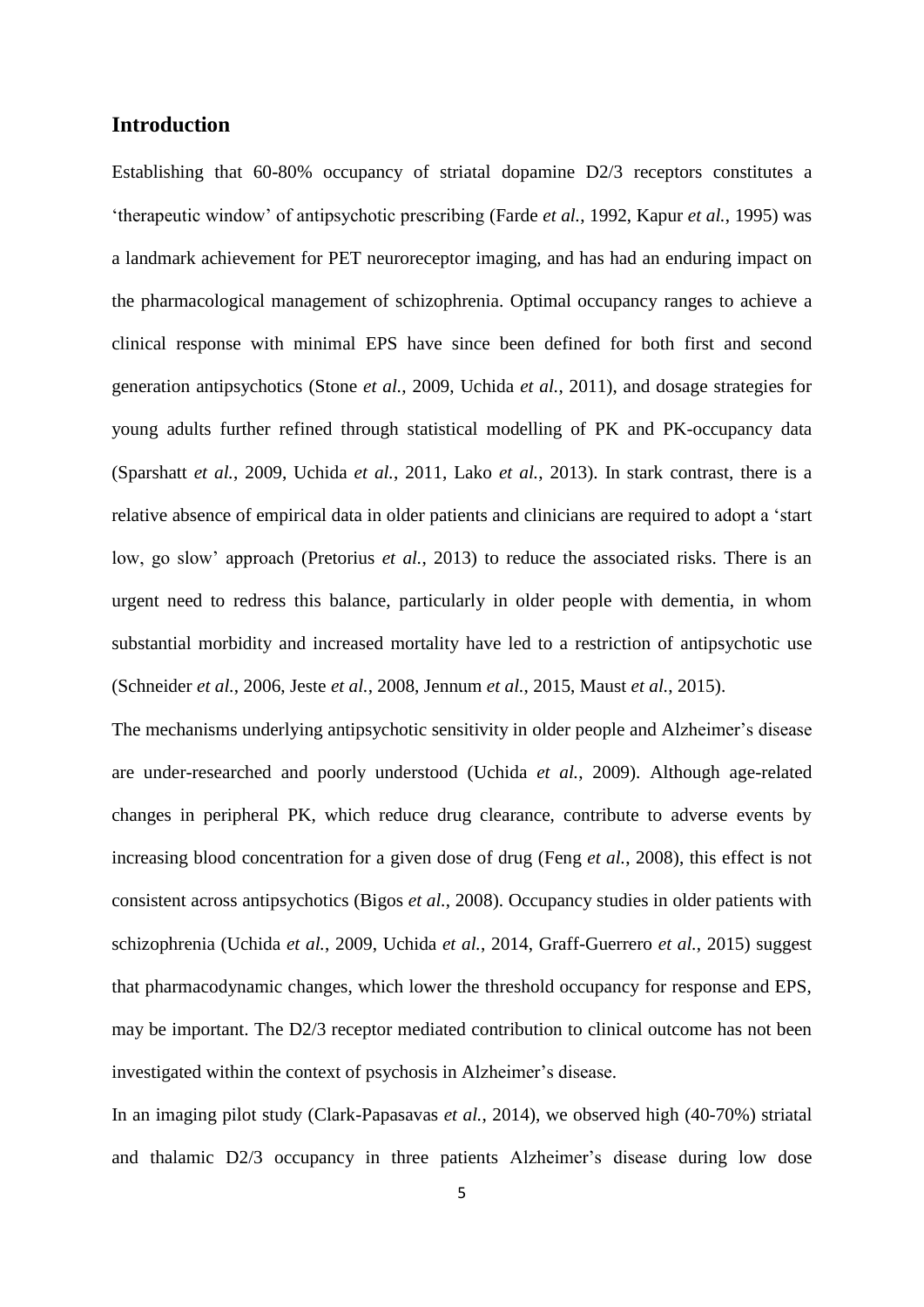## Introduction

Establishing that 60-80% occupancy of striatal dopamine D2/3 receptors constitutes a 'therapeutic window' of antipsychotic prescribing (Farde *et al.*, 1992, Kapur *et al.*, 1995) was a landmark achievement for PET neuroreceptor imaging, and has had an enduring impact on the pharmacological management of schizophrenia. Optimal occupancy ranges to achieve a clinical response with minimal EPS have since been defined for both first and second generation antipsychotics (Stone *et al.*, 2009, Uchida *et al.*, 2011), and dosage strategies for young adults further refined through statistical modelling of PK and PK-occupancy data (Sparshatt *et al.*, 2009, Uchida *et al.*, 2011, Lako *et al.*, 2013). In stark contrast, there is a relative absence of empirical data in older patients and clinicians are required to adopt a 'start low, go slow' approach (Pretorius *et al.*, 2013) to reduce the associated risks. There is an urgent need to redress this balance, particularly in older people with dementia, in whom substantial morbidity and increased mortality have led to a restriction of antipsychotic use (Schneider *et al.*, 2006, Jeste *et al.*, 2008, Jennum *et al.*, 2015, Maust *et al.*, 2015).

The mechanisms underlying antipsychotic sensitivity in older people and Alzheimer's disease are under-researched and poorly understood (Uchida *et al.*, 2009). Although age-related changes in peripheral PK, which reduce drug clearance, contribute to adverse events by increasing blood concentration for a given dose of drug (Feng *et al.*, 2008), this effect is not consistent across antipsychotics (Bigos *et al.*, 2008). Occupancy studies in older patients with schizophrenia (Uchida *et al.*, 2009, Uchida *et al.*, 2014, Graff-Guerrero *et al.*, 2015) suggest that pharmacodynamic changes, which lower the threshold occupancy for response and EPS, may be important. The D2/3 receptor mediated contribution to clinical outcome has not been investigated within the context of psychosis in Alzheimer's disease.

In an imaging pilot study (Clark-Papasavas *et al.*, 2014), we observed high (40-70%) striatal and thalamic D2/3 occupancy in three patients Alzheimer's disease during low dose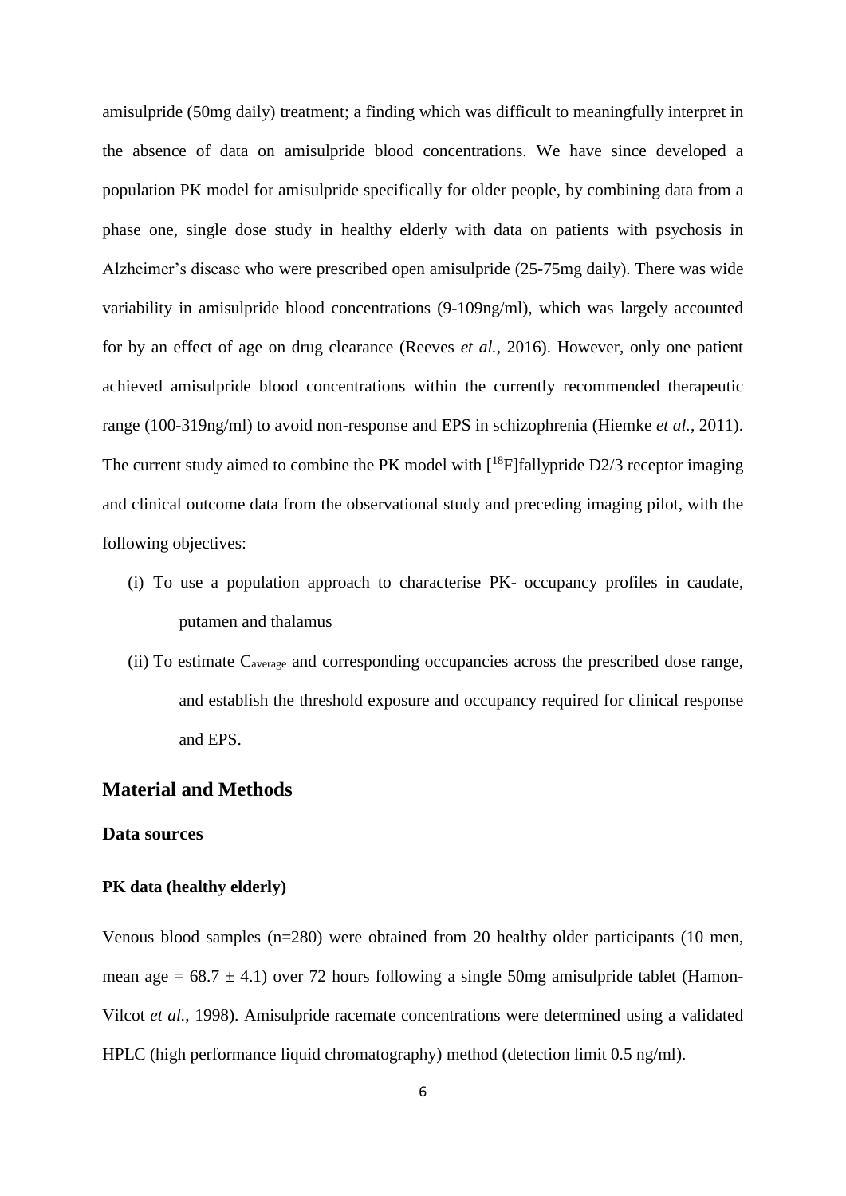amisulpride (50mg daily) treatment; a finding which was difficult to meaningfully interpret in the absence of data on amisulpride blood concentrations. We have since developed a population PK model for amisulpride specifically for older people, by combining data from a phase one, single dose study in healthy elderly with data on patients with psychosis in Alzheimer's disease who were prescribed open amisulpride (25-75mg daily). There was wide variability in amisulpride blood concentrations (9-109ng/ml), which was largely accounted for by an effect of age on drug clearance (Reeves *et al.*, 2016). However, only one patient achieved amisulpride blood concentrations within the currently recommended therapeutic range (100-319ng/ml) to avoid non-response and EPS in schizophrenia (Hiemke *et al.*, 2011). The current study aimed to combine the PK model with [$^{18}$F]fallypride D2/3 receptor imaging and clinical outcome data from the observational study and preceding imaging pilot, with the following objectives:

(i) To use a population approach to characterise PK- occupancy profiles in caudate, putamen and thalamus

(ii) To estimate $C_{average}$ and corresponding occupancies across the prescribed dose range, and establish the threshold exposure and occupancy required for clinical response and EPS.

## Material and Methods

### Data sources

#### PK data (healthy elderly)

Venous blood samples (n=280) were obtained from 20 healthy older participants (10 men, mean age = 68.7 ± 4.1) over 72 hours following a single 50mg amisulpride tablet (Hamon-Vilcot *et al.*, 1998). Amisulpride racemate concentrations were determined using a validated HPLC (high performance liquid chromatography) method (detection limit 0.5 ng/ml).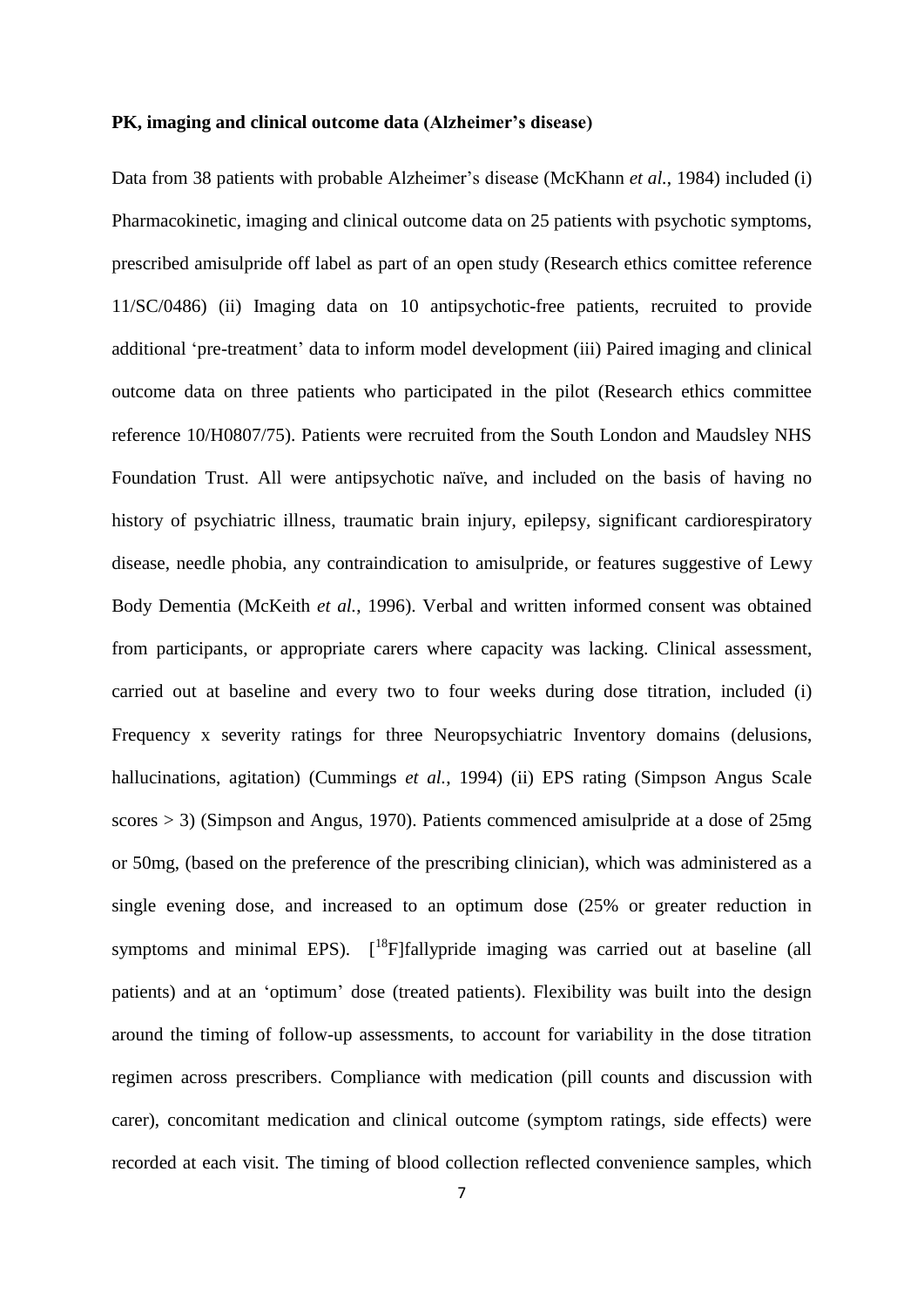**PK, imaging and clinical outcome data (Alzheimer's disease)**

Data from 38 patients with probable Alzheimer's disease (McKhann *et al.*, 1984) included (i) Pharmacokinetic, imaging and clinical outcome data on 25 patients with psychotic symptoms, prescribed amisulpride off label as part of an open study (Research ethics comittee reference 11/SC/0486) (ii) Imaging data on 10 antipsychotic-free patients, recruited to provide additional 'pre-treatment' data to inform model development (iii) Paired imaging and clinical outcome data on three patients who participated in the pilot (Research ethics committee reference 10/H0807/75). Patients were recruited from the South London and Maudsley NHS Foundation Trust. All were antipsychotic naïve, and included on the basis of having no history of psychiatric illness, traumatic brain injury, epilepsy, significant cardiorespiratory disease, needle phobia, any contraindication to amisulpride, or features suggestive of Lewy Body Dementia (McKeith *et al.*, 1996). Verbal and written informed consent was obtained from participants, or appropriate carers where capacity was lacking. Clinical assessment, carried out at baseline and every two to four weeks during dose titration, included (i) Frequency x severity ratings for three Neuropsychiatric Inventory domains (delusions, hallucinations, agitation) (Cummings *et al.*, 1994) (ii) EPS rating (Simpson Angus Scale scores > 3) (Simpson and Angus, 1970). Patients commenced amisulpride at a dose of 25mg or 50mg, (based on the preference of the prescribing clinician), which was administered as a single evening dose, and increased to an optimum dose (25% or greater reduction in symptoms and minimal EPS). [$^{18}$F]fallypride imaging was carried out at baseline (all patients) and at an 'optimum' dose (treated patients). Flexibility was built into the design around the timing of follow-up assessments, to account for variability in the dose titration regimen across prescribers. Compliance with medication (pill counts and discussion with carer), concomitant medication and clinical outcome (symptom ratings, side effects) were recorded at each visit. The timing of blood collection reflected convenience samples, which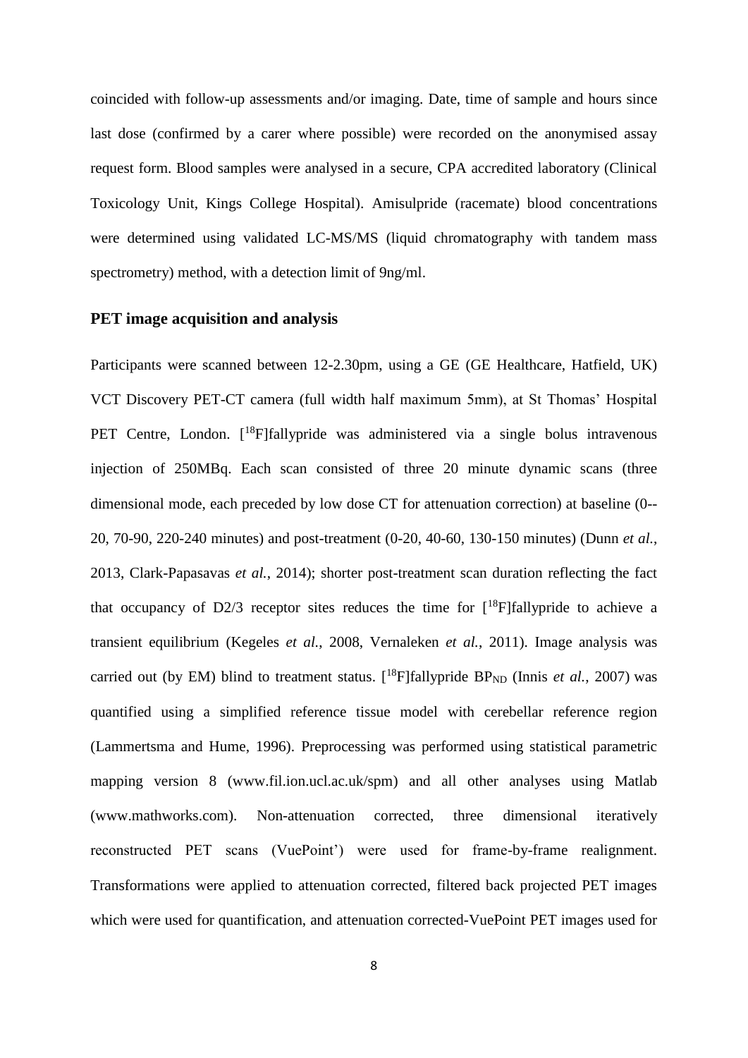coincided with follow-up assessments and/or imaging. Date, time of sample and hours since last dose (confirmed by a carer where possible) were recorded on the anonymised assay request form. Blood samples were analysed in a secure, CPA accredited laboratory (Clinical Toxicology Unit, Kings College Hospital). Amisulpride (racemate) blood concentrations were determined using validated LC-MS/MS (liquid chromatography with tandem mass spectrometry) method, with a detection limit of 9ng/ml.

## PET image acquisition and analysis

Participants were scanned between 12-2.30pm, using a GE (GE Healthcare, Hatfield, UK) VCT Discovery PET-CT camera (full width half maximum 5mm), at St Thomas' Hospital PET Centre, London. [$^{18}$F]fallypride was administered via a single bolus intravenous injection of 250MBq. Each scan consisted of three 20 minute dynamic scans (three dimensional mode, each preceded by low dose CT for attenuation correction) at baseline (0--20, 70-90, 220-240 minutes) and post-treatment (0-20, 40-60, 130-150 minutes) (Dunn *et al.*, 2013, Clark-Papasavas *et al.*, 2014); shorter post-treatment scan duration reflecting the fact that occupancy of D2/3 receptor sites reduces the time for [$^{18}$F]fallypride to achieve a transient equilibrium (Kegeles *et al.*, 2008, Vernaleken *et al.*, 2011). Image analysis was carried out (by EM) blind to treatment status. [$^{18}$F]fallypride $BP_{ND}$ (Innis *et al.*, 2007) was quantified using a simplified reference tissue model with cerebellar reference region (Lammertsma and Hume, 1996). Preprocessing was performed using statistical parametric mapping version 8 (www.fil.ion.ucl.ac.uk/spm) and all other analyses using Matlab (www.mathworks.com). Non-attenuation corrected, three dimensional iteratively reconstructed PET scans (VuePoint') were used for frame-by-frame realignment. Transformations were applied to attenuation corrected, filtered back projected PET images which were used for quantification, and attenuation corrected-VuePoint PET images used for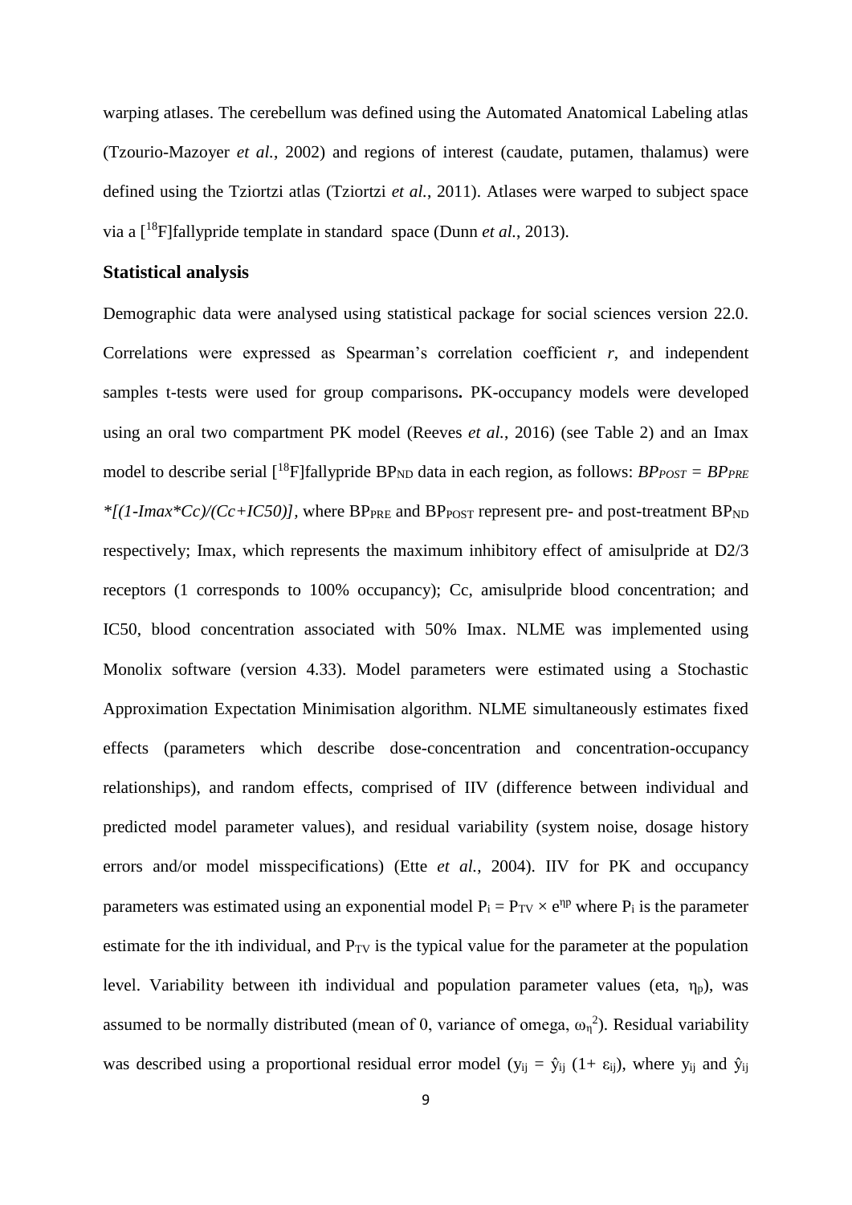warping atlases. The cerebellum was defined using the Automated Anatomical Labeling atlas (Tzourio-Mazoyer *et al.*, 2002) and regions of interest (caudate, putamen, thalamus) were defined using the Tziortzi atlas (Tziortzi *et al.*, 2011). Atlases were warped to subject space via a [$^{18}$F]fallypride template in standard space (Dunn *et al.*, 2013).

### Statistical analysis

Demographic data were analysed using statistical package for social sciences version 22.0. Correlations were expressed as Spearman's correlation coefficient *r*, and independent samples t-tests were used for group comparisons**.** PK-occupancy models were developed using an oral two compartment PK model (Reeves *et al.*, 2016) (see Table 2) and an Imax model to describe serial [$^{18}$F]fallypride $BP_{ND}$ data in each region, as follows: $BP_{POST} = BP_{PRE} *[(1-Imax*Cc)/(Cc+IC50)]$, where $BP_{PRE}$ and $BP_{POST}$ represent pre- and post-treatment $BP_{ND}$ respectively; Imax, which represents the maximum inhibitory effect of amisulpride at D2/3 receptors (1 corresponds to 100% occupancy); Cc, amisulpride blood concentration; and IC50, blood concentration associated with 50% Imax. NLME was implemented using Monolix software (version 4.33). Model parameters were estimated using a Stochastic Approximation Expectation Minimisation algorithm. NLME simultaneously estimates fixed effects (parameters which describe dose-concentration and concentration-occupancy relationships), and random effects, comprised of IIV (difference between individual and predicted model parameter values), and residual variability (system noise, dosage history errors and/or model misspecifications) (Ette *et al.*, 2004). IIV for PK and occupancy parameters was estimated using an exponential model $P_i = P_{TV} \times e^{\eta p}$ where $P_i$ is the parameter estimate for the ith individual, and $P_{TV}$ is the typical value for the parameter at the population level. Variability between ith individual and population parameter values (eta, $\eta_p$), was assumed to be normally distributed (mean of 0, variance of omega, $\omega_\eta^2$). Residual variability was described using a proportional residual error model ($y_{ij} = \hat{y}_{ij}$ $(1+ \varepsilon_{ij})$, where $y_{ij}$ and $\hat{y}_{ij}$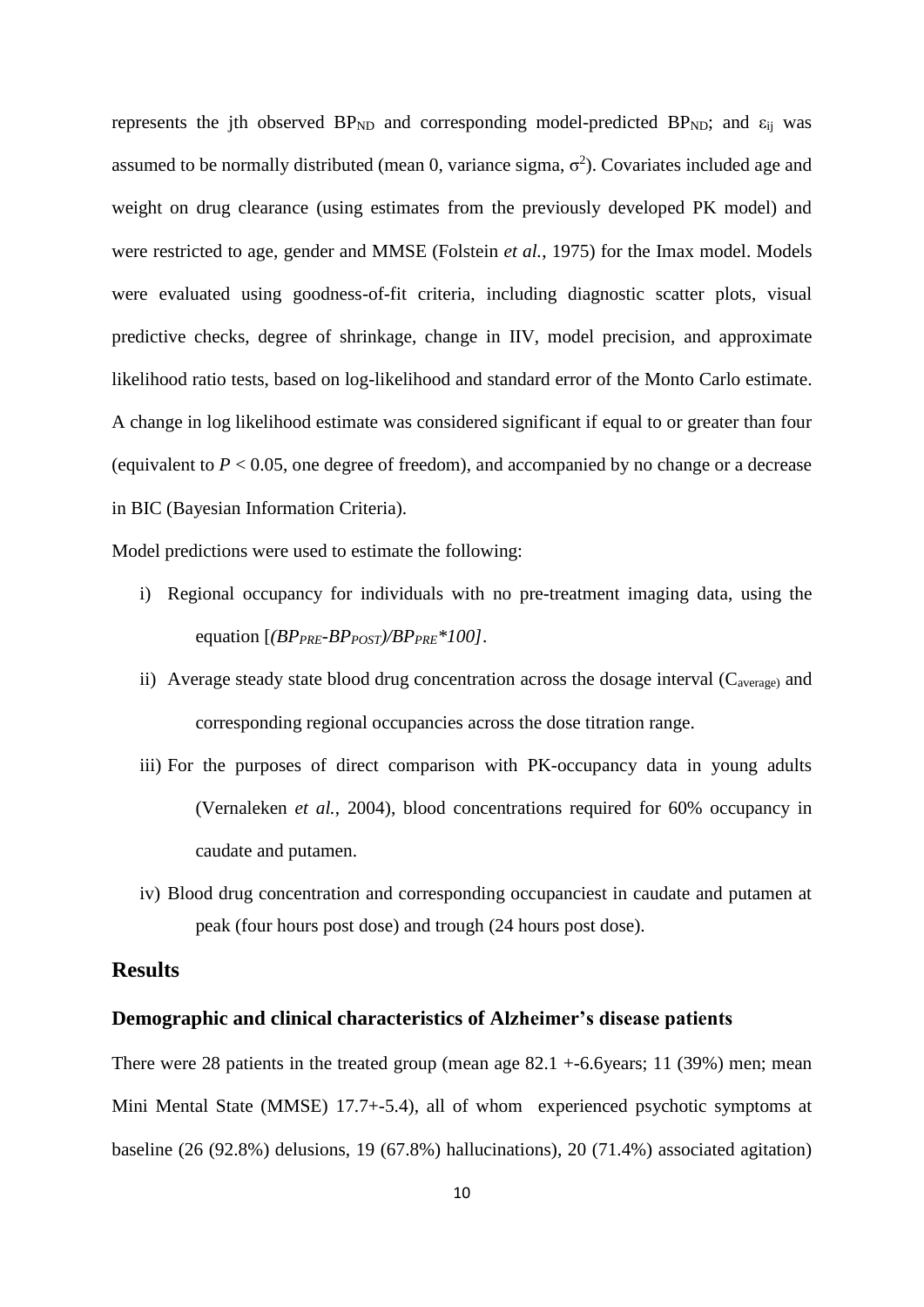represents the jth observed $BP_{ND}$ and corresponding model-predicted $BP_{ND}$; and $\varepsilon_{ij}$ was assumed to be normally distributed (mean 0, variance sigma, $\sigma^2$). Covariates included age and weight on drug clearance (using estimates from the previously developed PK model) and were restricted to age, gender and MMSE (Folstein *et al.*, 1975) for the Imax model. Models were evaluated using goodness-of-fit criteria, including diagnostic scatter plots, visual predictive checks, degree of shrinkage, change in IIV, model precision, and approximate likelihood ratio tests, based on log-likelihood and standard error of the Monto Carlo estimate. A change in log likelihood estimate was considered significant if equal to or greater than four (equivalent to $P < 0.05$, one degree of freedom), and accompanied by no change or a decrease in BIC (Bayesian Information Criteria).

Model predictions were used to estimate the following:

i) Regional occupancy for individuals with no pre-treatment imaging data, using the equation $[(BP_{PRE}-BP_{POST})/BP_{PRE}*100]$.

ii) Average steady state blood drug concentration across the dosage interval ($C_{average}$) and corresponding regional occupancies across the dose titration range.

iii) For the purposes of direct comparison with PK-occupancy data in young adults (Vernaleken *et al.*, 2004), blood concentrations required for 60% occupancy in caudate and putamen.

iv) Blood drug concentration and corresponding occupanciest in caudate and putamen at peak (four hours post dose) and trough (24 hours post dose).

## Results

### Demographic and clinical characteristics of Alzheimer's disease patients

There were 28 patients in the treated group (mean age 82.1 +-6.6years; 11 (39%) men; mean Mini Mental State (MMSE) 17.7+-5.4), all of whom experienced psychotic symptoms at baseline (26 (92.8%) delusions, 19 (67.8%) hallucinations), 20 (71.4%) associated agitation)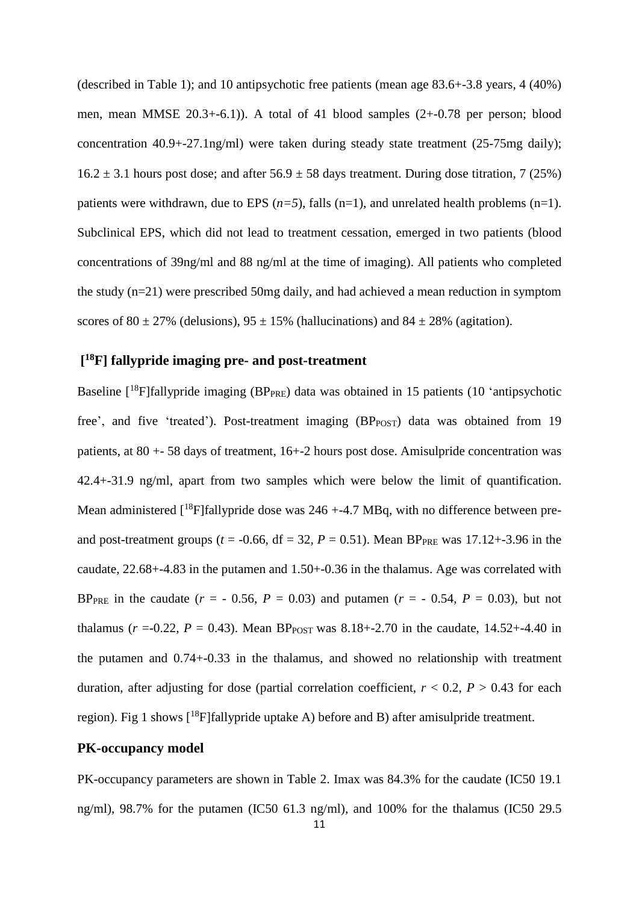(described in Table 1); and 10 antipsychotic free patients (mean age 83.6+-3.8 years, 4 (40%) men, mean MMSE 20.3+-6.1)). A total of 41 blood samples (2+-0.78 per person; blood concentration 40.9+-27.1ng/ml) were taken during steady state treatment (25-75mg daily); 16.2 ± 3.1 hours post dose; and after 56.9 ± 58 days treatment. During dose titration, 7 (25%) patients were withdrawn, due to EPS (*n=5*), falls (n=1), and unrelated health problems (n=1). Subclinical EPS, which did not lead to treatment cessation, emerged in two patients (blood concentrations of 39ng/ml and 88 ng/ml at the time of imaging). All patients who completed the study (n=21) were prescribed 50mg daily, and had achieved a mean reduction in symptom scores of 80 ± 27% (delusions), 95 ± 15% (hallucinations) and 84 ± 28% (agitation).

## [18F] fallypride imaging pre- and post-treatment

Baseline [18F]fallypride imaging ($BP_{PRE}$) data was obtained in 15 patients (10 'antipsychotic free', and five 'treated'). Post-treatment imaging ($BP_{POST}$) data was obtained from 19 patients, at 80 +- 58 days of treatment, 16+-2 hours post dose. Amisulpride concentration was 42.4+-31.9 ng/ml, apart from two samples which were below the limit of quantification. Mean administered [18F]fallypride dose was 246 +-4.7 MBq, with no difference between pre- and post-treatment groups ($t$ = -0.66, df = 32, $P$ = 0.51). Mean $BP_{PRE}$ was 17.12+-3.96 in the caudate, 22.68+-4.83 in the putamen and 1.50+-0.36 in the thalamus. Age was correlated with $BP_{PRE}$ in the caudate ($r$ = - 0.56, $P$ = 0.03) and putamen ($r$ = - 0.54, $P$ = 0.03), but not thalamus ($r$ =-0.22, $P$ = 0.43). Mean $BP_{POST}$ was 8.18+-2.70 in the caudate, 14.52+-4.40 in the putamen and 0.74+-0.33 in the thalamus, and showed no relationship with treatment duration, after adjusting for dose (partial correlation coefficient, $r$ < 0.2, $P$ > 0.43 for each region). Fig 1 shows [18F]fallypride uptake A) before and B) after amisulpride treatment.

## PK-occupancy model

PK-occupancy parameters are shown in Table 2. Imax was 84.3% for the caudate (IC50 19.1 ng/ml), 98.7% for the putamen (IC50 61.3 ng/ml), and 100% for the thalamus (IC50 29.5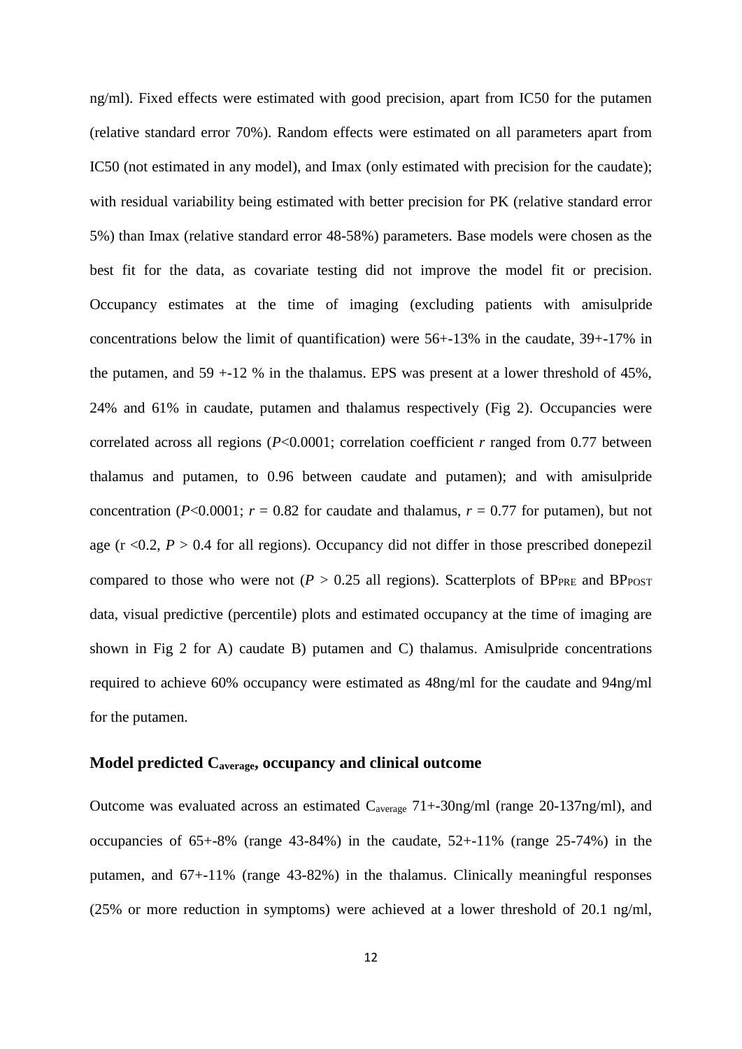ng/ml). Fixed effects were estimated with good precision, apart from IC50 for the putamen (relative standard error 70%). Random effects were estimated on all parameters apart from IC50 (not estimated in any model), and Imax (only estimated with precision for the caudate); with residual variability being estimated with better precision for PK (relative standard error 5%) than Imax (relative standard error 48-58%) parameters. Base models were chosen as the best fit for the data, as covariate testing did not improve the model fit or precision. Occupancy estimates at the time of imaging (excluding patients with amisulpride concentrations below the limit of quantification) were 56+-13% in the caudate, 39+-17% in the putamen, and 59 +-12 % in the thalamus. EPS was present at a lower threshold of 45%, 24% and 61% in caudate, putamen and thalamus respectively (Fig 2). Occupancies were correlated across all regions ($P$<0.0001; correlation coefficient $r$ ranged from 0.77 between thalamus and putamen, to 0.96 between caudate and putamen); and with amisulpride concentration ($P$<0.0001; $r$ = 0.82 for caudate and thalamus, $r$ = 0.77 for putamen), but not age (r <0.2, $P$ > 0.4 for all regions). Occupancy did not differ in those prescribed donepezil compared to those who were not ($P$ > 0.25 all regions). Scatterplots of $BP_{PRE}$ and $BP_{POST}$ data, visual predictive (percentile) plots and estimated occupancy at the time of imaging are shown in Fig 2 for A) caudate B) putamen and C) thalamus. Amisulpride concentrations required to achieve 60% occupancy were estimated as 48ng/ml for the caudate and 94ng/ml for the putamen.

### Model predicted $C_{average}$, occupancy and clinical outcome

Outcome was evaluated across an estimated $C_{average}$ 71+-30ng/ml (range 20-137ng/ml), and occupancies of 65+-8% (range 43-84%) in the caudate, 52+-11% (range 25-74%) in the putamen, and 67+-11% (range 43-82%) in the thalamus. Clinically meaningful responses (25% or more reduction in symptoms) were achieved at a lower threshold of 20.1 ng/ml,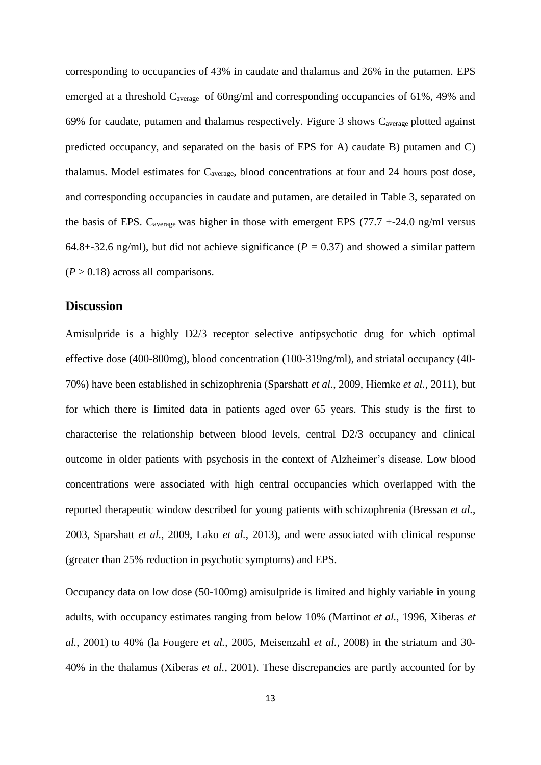corresponding to occupancies of 43% in caudate and thalamus and 26% in the putamen. EPS emerged at a threshold $C_{average}$ of 60ng/ml and corresponding occupancies of 61%, 49% and 69% for caudate, putamen and thalamus respectively. Figure 3 shows $C_{average}$ plotted against predicted occupancy, and separated on the basis of EPS for A) caudate B) putamen and C) thalamus. Model estimates for $C_{average}$, blood concentrations at four and 24 hours post dose, and corresponding occupancies in caudate and putamen, are detailed in Table 3, separated on the basis of EPS. $C_{average}$ was higher in those with emergent EPS (77.7 +-24.0 ng/ml versus 64.8+-32.6 ng/ml), but did not achieve significance ($P = 0.37$) and showed a similar pattern ($P > 0.18$) across all comparisons.

## Discussion

Amisulpride is a highly D2/3 receptor selective antipsychotic drug for which optimal effective dose (400-800mg), blood concentration (100-319ng/ml), and striatal occupancy (40-70%) have been established in schizophrenia (Sparshatt *et al.*, 2009, Hiemke *et al.*, 2011), but for which there is limited data in patients aged over 65 years. This study is the first to characterise the relationship between blood levels, central D2/3 occupancy and clinical outcome in older patients with psychosis in the context of Alzheimer's disease. Low blood concentrations were associated with high central occupancies which overlapped with the reported therapeutic window described for young patients with schizophrenia (Bressan *et al.*, 2003, Sparshatt *et al.*, 2009, Lako *et al.*, 2013), and were associated with clinical response (greater than 25% reduction in psychotic symptoms) and EPS.

Occupancy data on low dose (50-100mg) amisulpride is limited and highly variable in young adults, with occupancy estimates ranging from below 10% (Martinot *et al.*, 1996, Xiberas *et al.*, 2001) to 40% (la Fougere *et al.*, 2005, Meisenzahl *et al.*, 2008) in the striatum and 30-40% in the thalamus (Xiberas *et al.*, 2001). These discrepancies are partly accounted for by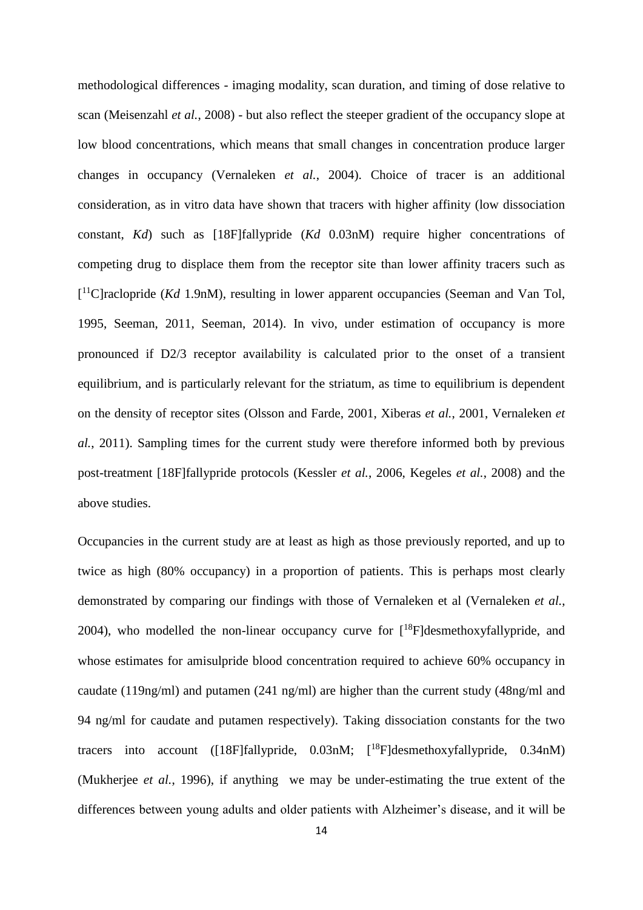methodological differences - imaging modality, scan duration, and timing of dose relative to scan (Meisenzahl *et al.*, 2008) - but also reflect the steeper gradient of the occupancy slope at low blood concentrations, which means that small changes in concentration produce larger changes in occupancy (Vernaleken *et al.*, 2004). Choice of tracer is an additional consideration, as in vitro data have shown that tracers with higher affinity (low dissociation constant, *Kd*) such as [18F]fallypride (*Kd* 0.03nM) require higher concentrations of competing drug to displace them from the receptor site than lower affinity tracers such as [$^{11}$C]raclopride (*Kd* 1.9nM), resulting in lower apparent occupancies (Seeman and Van Tol, 1995, Seeman, 2011, Seeman, 2014). In vivo, under estimation of occupancy is more pronounced if D2/3 receptor availability is calculated prior to the onset of a transient equilibrium, and is particularly relevant for the striatum, as time to equilibrium is dependent on the density of receptor sites (Olsson and Farde, 2001, Xiberas *et al.*, 2001, Vernaleken *et al.*, 2011). Sampling times for the current study were therefore informed both by previous post-treatment [18F]fallypride protocols (Kessler *et al.*, 2006, Kegeles *et al.*, 2008) and the above studies.

Occupancies in the current study are at least as high as those previously reported, and up to twice as high (80% occupancy) in a proportion of patients. This is perhaps most clearly demonstrated by comparing our findings with those of Vernaleken et al (Vernaleken *et al.*, 2004), who modelled the non-linear occupancy curve for [$^{18}$F]desmethoxyfallypride, and whose estimates for amisulpride blood concentration required to achieve 60% occupancy in caudate (119ng/ml) and putamen (241 ng/ml) are higher than the current study (48ng/ml and 94 ng/ml for caudate and putamen respectively). Taking dissociation constants for the two tracers into account ([18F]fallypride, 0.03nM; [$^{18}$F]desmethoxyfallypride, 0.34nM) (Mukherjee *et al.*, 1996), if anything we may be under-estimating the true extent of the differences between young adults and older patients with Alzheimer's disease, and it will be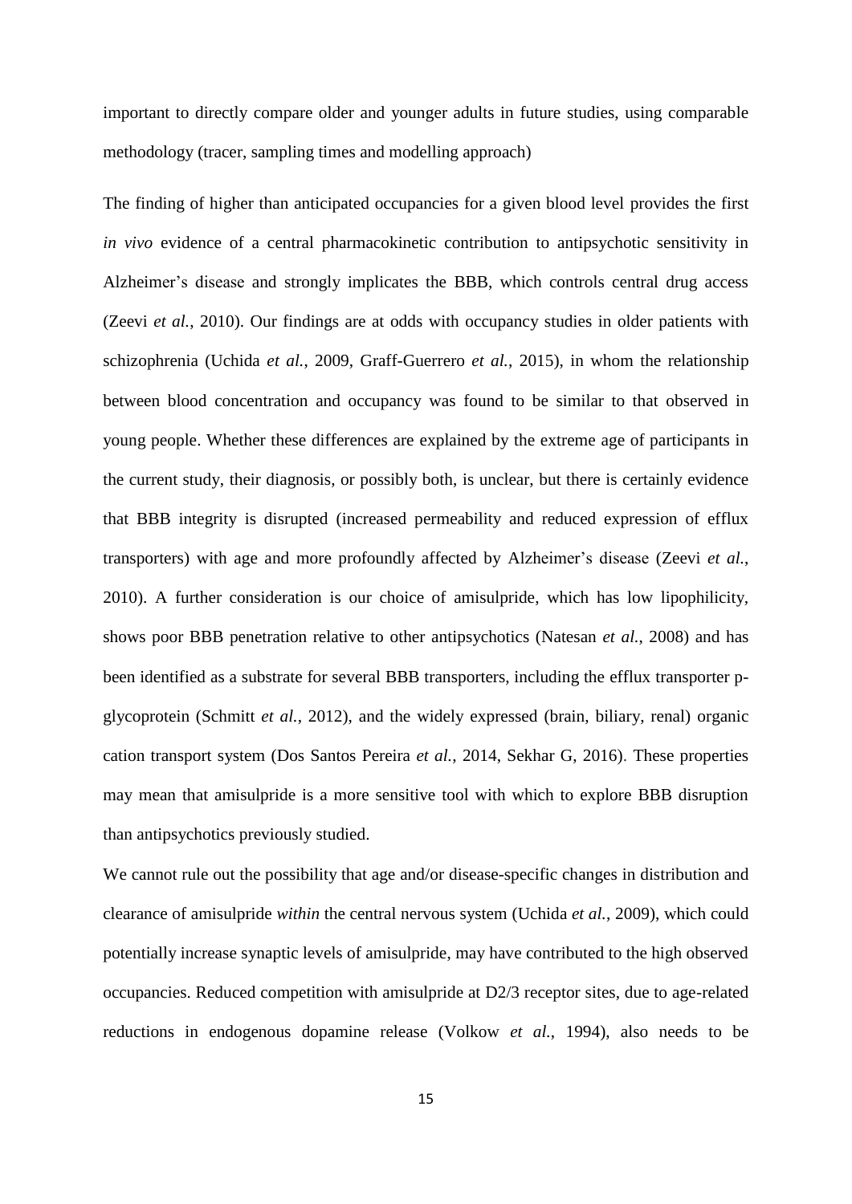important to directly compare older and younger adults in future studies, using comparable methodology (tracer, sampling times and modelling approach)

The finding of higher than anticipated occupancies for a given blood level provides the first *in vivo* evidence of a central pharmacokinetic contribution to antipsychotic sensitivity in Alzheimer's disease and strongly implicates the BBB, which controls central drug access (Zeevi *et al.*, 2010). Our findings are at odds with occupancy studies in older patients with schizophrenia (Uchida *et al.*, 2009, Graff-Guerrero *et al.*, 2015), in whom the relationship between blood concentration and occupancy was found to be similar to that observed in young people. Whether these differences are explained by the extreme age of participants in the current study, their diagnosis, or possibly both, is unclear, but there is certainly evidence that BBB integrity is disrupted (increased permeability and reduced expression of efflux transporters) with age and more profoundly affected by Alzheimer's disease (Zeevi *et al.*, 2010). A further consideration is our choice of amisulpride, which has low lipophilicity, shows poor BBB penetration relative to other antipsychotics (Natesan *et al.*, 2008) and has been identified as a substrate for several BBB transporters, including the efflux transporter p-glycoprotein (Schmitt *et al.*, 2012), and the widely expressed (brain, biliary, renal) organic cation transport system (Dos Santos Pereira *et al.*, 2014, Sekhar G, 2016). These properties may mean that amisulpride is a more sensitive tool with which to explore BBB disruption than antipsychotics previously studied.

We cannot rule out the possibility that age and/or disease-specific changes in distribution and clearance of amisulpride *within* the central nervous system (Uchida *et al.*, 2009), which could potentially increase synaptic levels of amisulpride, may have contributed to the high observed occupancies. Reduced competition with amisulpride at D2/3 receptor sites, due to age-related reductions in endogenous dopamine release (Volkow *et al.*, 1994), also needs to be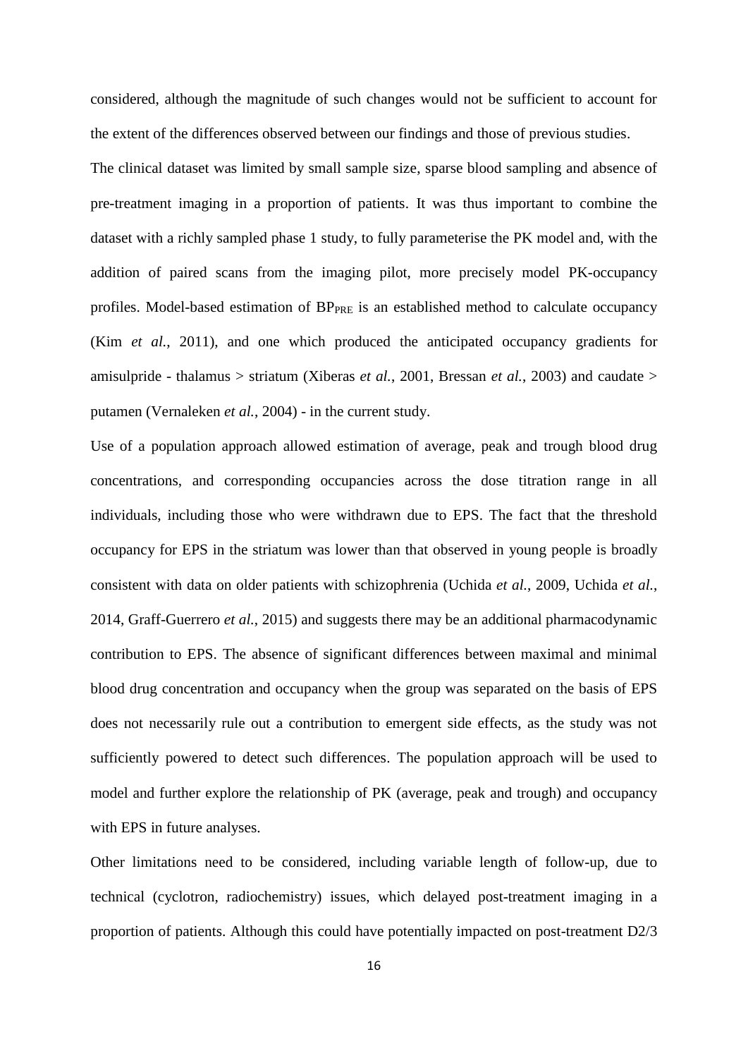considered, although the magnitude of such changes would not be sufficient to account for the extent of the differences observed between our findings and those of previous studies.

The clinical dataset was limited by small sample size, sparse blood sampling and absence of pre-treatment imaging in a proportion of patients. It was thus important to combine the dataset with a richly sampled phase 1 study, to fully parameterise the PK model and, with the addition of paired scans from the imaging pilot, more precisely model PK-occupancy profiles. Model-based estimation of $BP_{PRE}$ is an established method to calculate occupancy (Kim *et al.*, 2011), and one which produced the anticipated occupancy gradients for amisulpride - thalamus > striatum (Xiberas *et al.*, 2001, Bressan *et al.*, 2003) and caudate > putamen (Vernaleken *et al.*, 2004) - in the current study.

Use of a population approach allowed estimation of average, peak and trough blood drug concentrations, and corresponding occupancies across the dose titration range in all individuals, including those who were withdrawn due to EPS. The fact that the threshold occupancy for EPS in the striatum was lower than that observed in young people is broadly consistent with data on older patients with schizophrenia (Uchida *et al.*, 2009, Uchida *et al.*, 2014, Graff-Guerrero *et al.*, 2015) and suggests there may be an additional pharmacodynamic contribution to EPS. The absence of significant differences between maximal and minimal blood drug concentration and occupancy when the group was separated on the basis of EPS does not necessarily rule out a contribution to emergent side effects, as the study was not sufficiently powered to detect such differences. The population approach will be used to model and further explore the relationship of PK (average, peak and trough) and occupancy with EPS in future analyses.

Other limitations need to be considered, including variable length of follow-up, due to technical (cyclotron, radiochemistry) issues, which delayed post-treatment imaging in a proportion of patients. Although this could have potentially impacted on post-treatment D2/3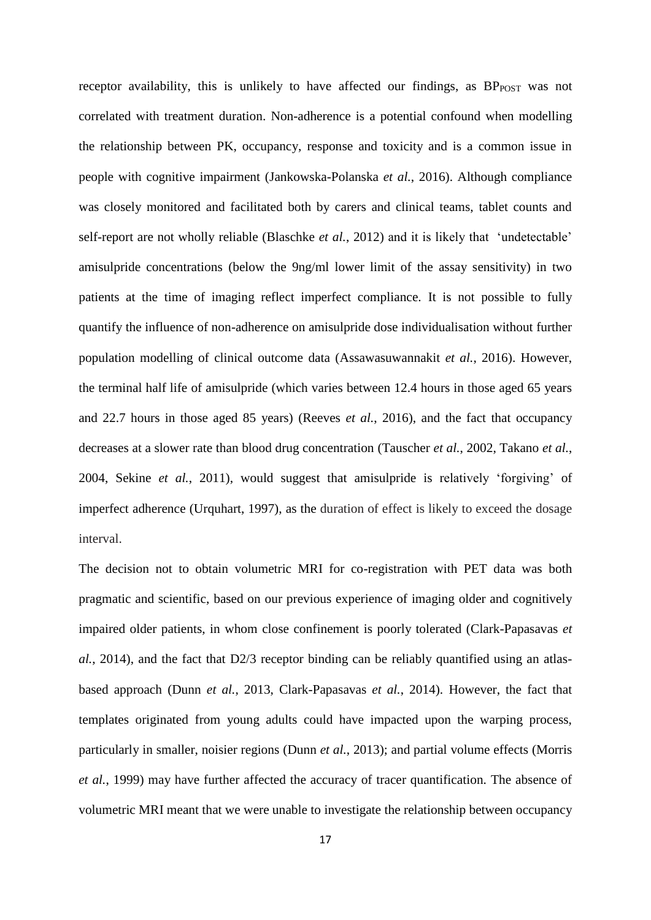receptor availability, this is unlikely to have affected our findings, as $BP_{POST}$ was not correlated with treatment duration. Non-adherence is a potential confound when modelling the relationship between PK, occupancy, response and toxicity and is a common issue in people with cognitive impairment (Jankowska-Polanska *et al.*, 2016). Although compliance was closely monitored and facilitated both by carers and clinical teams, tablet counts and self-report are not wholly reliable (Blaschke *et al.*, 2012) and it is likely that 'undetectable' amisulpride concentrations (below the 9ng/ml lower limit of the assay sensitivity) in two patients at the time of imaging reflect imperfect compliance. It is not possible to fully quantify the influence of non-adherence on amisulpride dose individualisation without further population modelling of clinical outcome data (Assawasuwannakit *et al.*, 2016). However, the terminal half life of amisulpride (which varies between 12.4 hours in those aged 65 years and 22.7 hours in those aged 85 years) (Reeves *et al.*, 2016), and the fact that occupancy decreases at a slower rate than blood drug concentration (Tauscher *et al.*, 2002, Takano *et al.*, 2004, Sekine *et al.*, 2011), would suggest that amisulpride is relatively 'forgiving' of imperfect adherence (Urquhart, 1997), as the duration of effect is likely to exceed the dosage interval.

The decision not to obtain volumetric MRI for co-registration with PET data was both pragmatic and scientific, based on our previous experience of imaging older and cognitively impaired older patients, in whom close confinement is poorly tolerated (Clark-Papasavas *et al.*, 2014), and the fact that D2/3 receptor binding can be reliably quantified using an atlas-based approach (Dunn *et al.*, 2013, Clark-Papasavas *et al.*, 2014). However, the fact that templates originated from young adults could have impacted upon the warping process, particularly in smaller, noisier regions (Dunn *et al.*, 2013); and partial volume effects (Morris *et al.*, 1999) may have further affected the accuracy of tracer quantification. The absence of volumetric MRI meant that we were unable to investigate the relationship between occupancy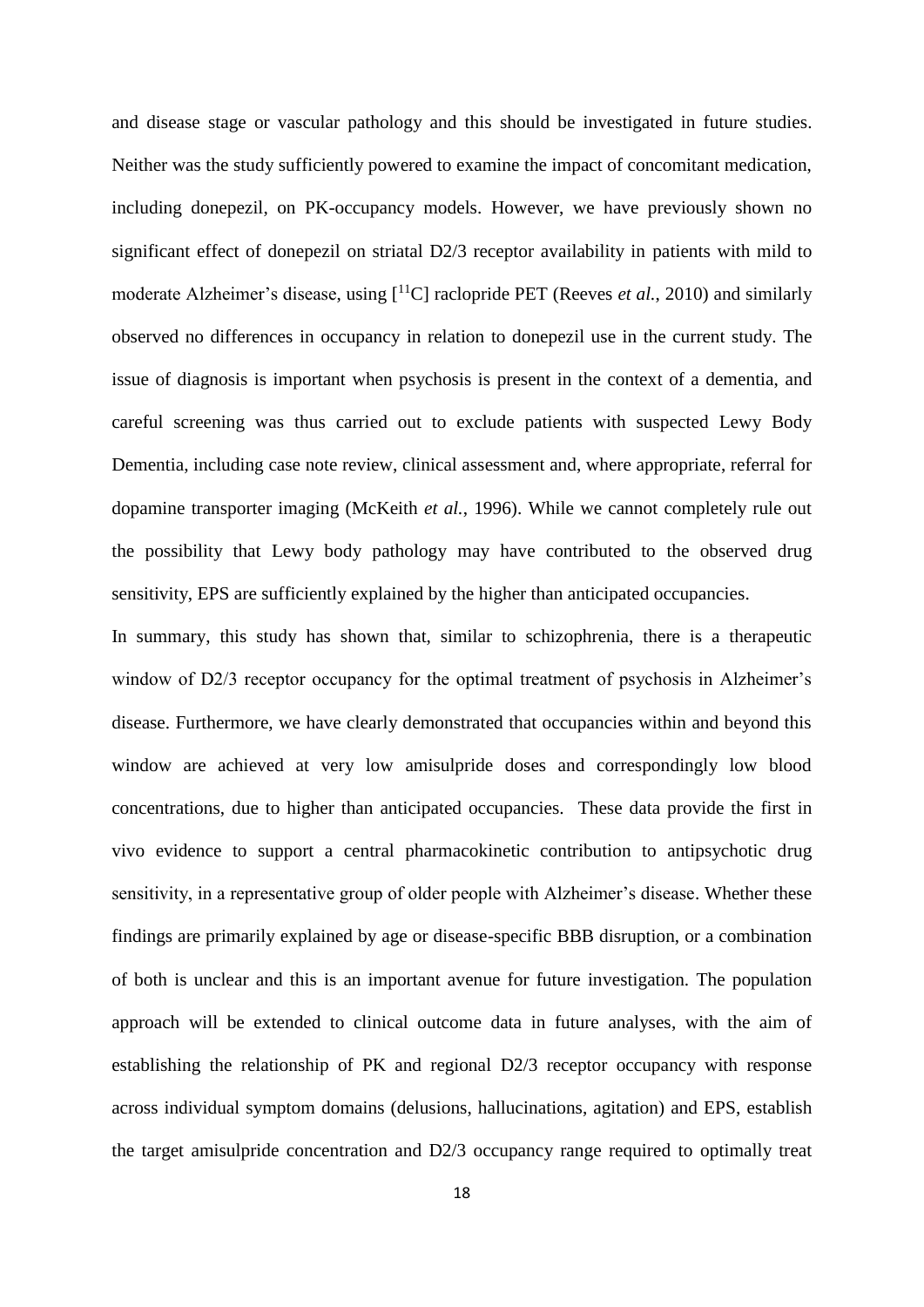and disease stage or vascular pathology and this should be investigated in future studies. Neither was the study sufficiently powered to examine the impact of concomitant medication, including donepezil, on PK-occupancy models. However, we have previously shown no significant effect of donepezil on striatal D2/3 receptor availability in patients with mild to moderate Alzheimer's disease, using [$^{11}$C] raclopride PET (Reeves *et al.*, 2010) and similarly observed no differences in occupancy in relation to donepezil use in the current study. The issue of diagnosis is important when psychosis is present in the context of a dementia, and careful screening was thus carried out to exclude patients with suspected Lewy Body Dementia, including case note review, clinical assessment and, where appropriate, referral for dopamine transporter imaging (McKeith *et al.*, 1996). While we cannot completely rule out the possibility that Lewy body pathology may have contributed to the observed drug sensitivity, EPS are sufficiently explained by the higher than anticipated occupancies.

In summary, this study has shown that, similar to schizophrenia, there is a therapeutic window of D2/3 receptor occupancy for the optimal treatment of psychosis in Alzheimer's disease. Furthermore, we have clearly demonstrated that occupancies within and beyond this window are achieved at very low amisulpride doses and correspondingly low blood concentrations, due to higher than anticipated occupancies. These data provide the first in vivo evidence to support a central pharmacokinetic contribution to antipsychotic drug sensitivity, in a representative group of older people with Alzheimer's disease. Whether these findings are primarily explained by age or disease-specific BBB disruption, or a combination of both is unclear and this is an important avenue for future investigation. The population approach will be extended to clinical outcome data in future analyses, with the aim of establishing the relationship of PK and regional D2/3 receptor occupancy with response across individual symptom domains (delusions, hallucinations, agitation) and EPS, establish the target amisulpride concentration and D2/3 occupancy range required to optimally treat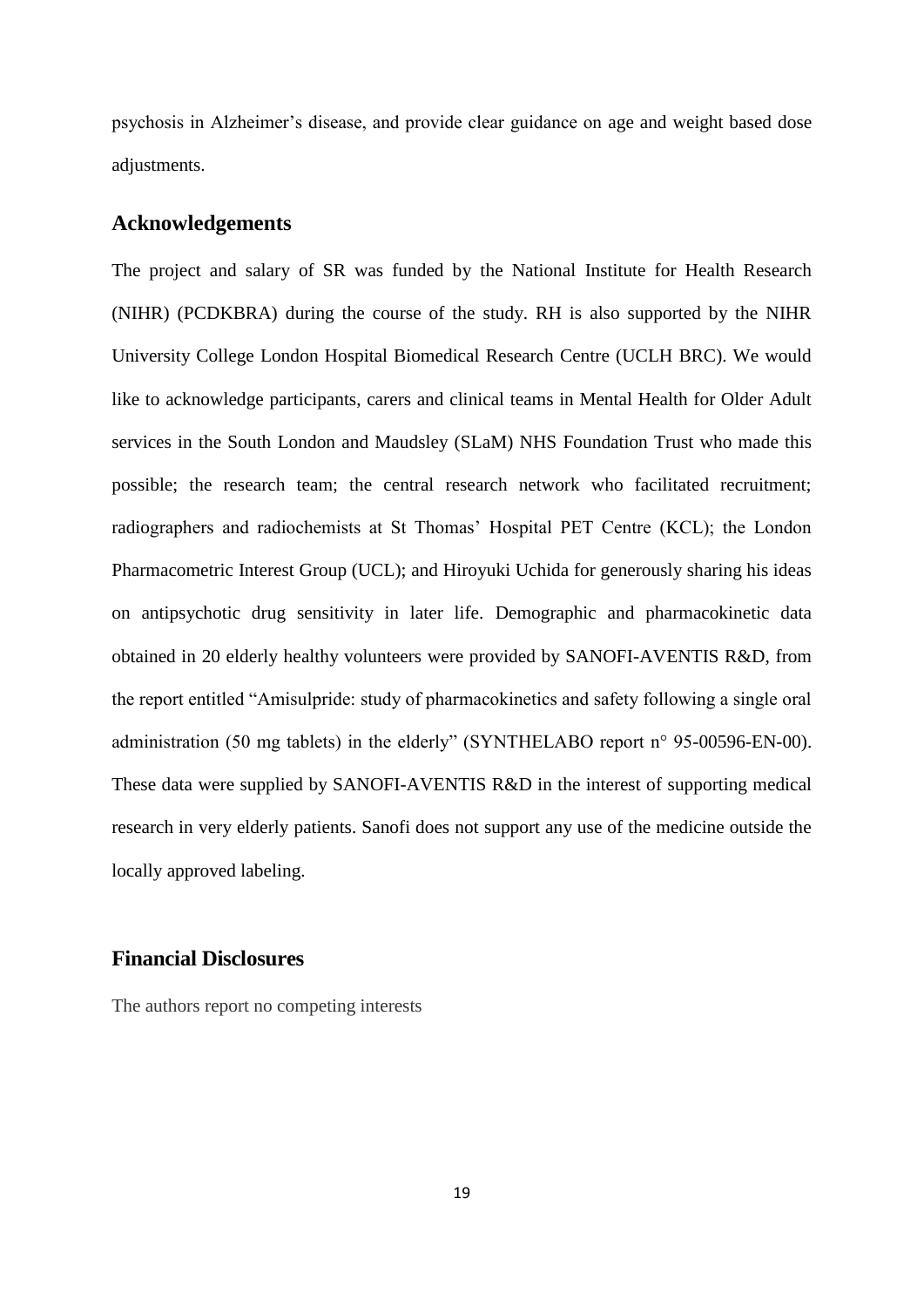psychosis in Alzheimer's disease, and provide clear guidance on age and weight based dose adjustments.

## Acknowledgements

The project and salary of SR was funded by the National Institute for Health Research (NIHR) (PCDKBRA) during the course of the study. RH is also supported by the NIHR University College London Hospital Biomedical Research Centre (UCLH BRC). We would like to acknowledge participants, carers and clinical teams in Mental Health for Older Adult services in the South London and Maudsley (SLaM) NHS Foundation Trust who made this possible; the research team; the central research network who facilitated recruitment; radiographers and radiochemists at St Thomas' Hospital PET Centre (KCL); the London Pharmacometric Interest Group (UCL); and Hiroyuki Uchida for generously sharing his ideas on antipsychotic drug sensitivity in later life. Demographic and pharmacokinetic data obtained in 20 elderly healthy volunteers were provided by SANOFI-AVENTIS R&D, from the report entitled "Amisulpride: study of pharmacokinetics and safety following a single oral administration (50 mg tablets) in the elderly" (SYNTHELABO report n° 95-00596-EN-00). These data were supplied by SANOFI-AVENTIS R&D in the interest of supporting medical research in very elderly patients. Sanofi does not support any use of the medicine outside the locally approved labeling.

## Financial Disclosures

The authors report no competing interests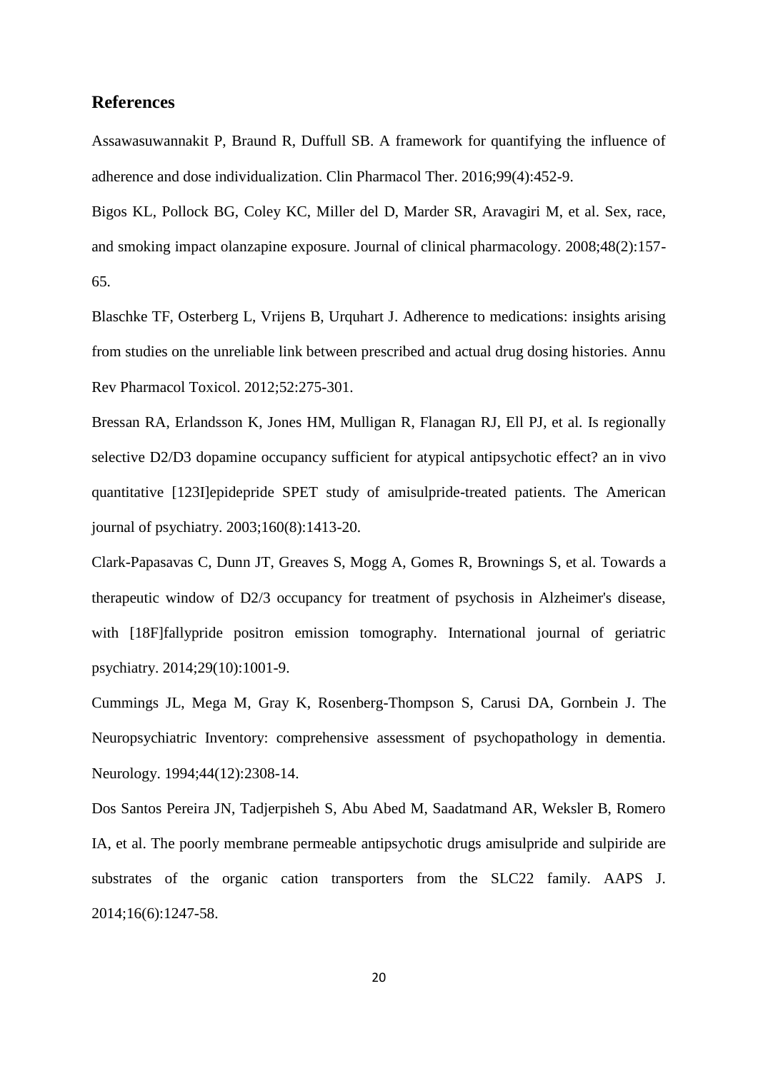## References

Assawasuwannakit P, Braund R, Duffull SB. A framework for quantifying the influence of adherence and dose individualization. Clin Pharmacol Ther. 2016;99(4):452-9.

Bigos KL, Pollock BG, Coley KC, Miller del D, Marder SR, Aravagiri M, et al. Sex, race, and smoking impact olanzapine exposure. Journal of clinical pharmacology. 2008;48(2):157-65.

Blaschke TF, Osterberg L, Vrijens B, Urquhart J. Adherence to medications: insights arising from studies on the unreliable link between prescribed and actual drug dosing histories. Annu Rev Pharmacol Toxicol. 2012;52:275-301.

Bressan RA, Erlandsson K, Jones HM, Mulligan R, Flanagan RJ, Ell PJ, et al. Is regionally selective D2/D3 dopamine occupancy sufficient for atypical antipsychotic effect? an in vivo quantitative [123I]epidepride SPET study of amisulpride-treated patients. The American journal of psychiatry. 2003;160(8):1413-20.

Clark-Papasavas C, Dunn JT, Greaves S, Mogg A, Gomes R, Brownings S, et al. Towards a therapeutic window of D2/3 occupancy for treatment of psychosis in Alzheimer's disease, with [18F]fallypride positron emission tomography. International journal of geriatric psychiatry. 2014;29(10):1001-9.

Cummings JL, Mega M, Gray K, Rosenberg-Thompson S, Carusi DA, Gornbein J. The Neuropsychiatric Inventory: comprehensive assessment of psychopathology in dementia. Neurology. 1994;44(12):2308-14.

Dos Santos Pereira JN, Tadjerpisheh S, Abu Abed M, Saadatmand AR, Weksler B, Romero IA, et al. The poorly membrane permeable antipsychotic drugs amisulpride and sulpiride are substrates of the organic cation transporters from the SLC22 family. AAPS J. 2014;16(6):1247-58.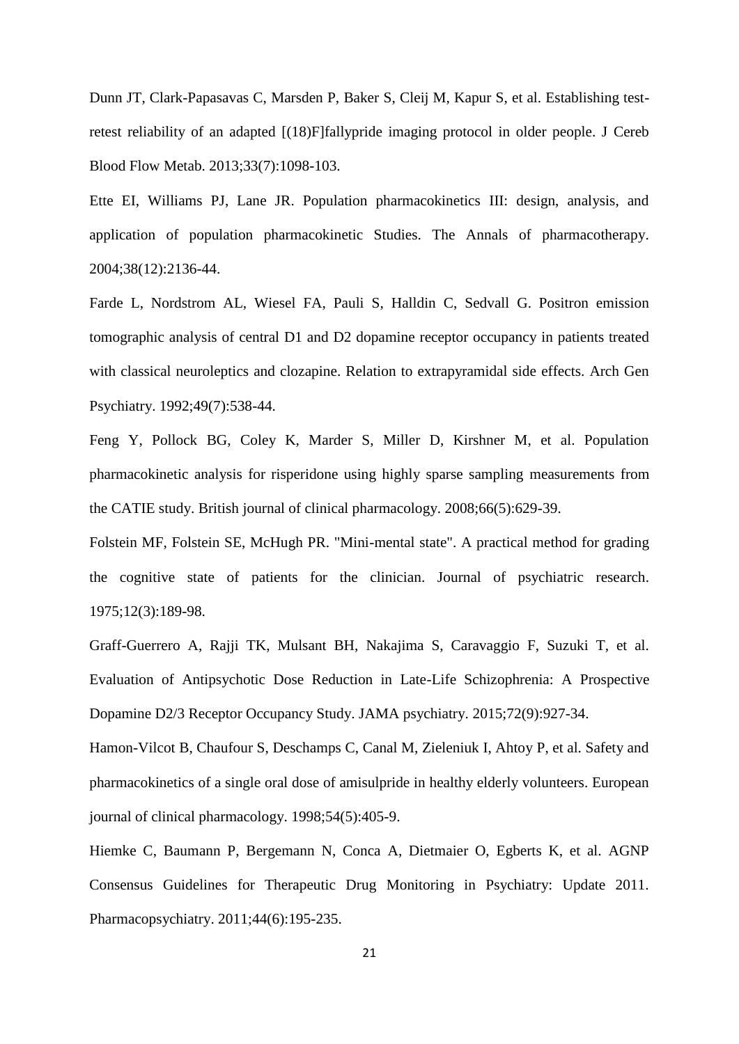Dunn JT, Clark-Papasavas C, Marsden P, Baker S, Cleij M, Kapur S, et al. Establishing test-retest reliability of an adapted [(18)F]fallypride imaging protocol in older people. J Cereb Blood Flow Metab. 2013;33(7):1098-103.

Ette EI, Williams PJ, Lane JR. Population pharmacokinetics III: design, analysis, and application of population pharmacokinetic Studies. The Annals of pharmacotherapy. 2004;38(12):2136-44.

Farde L, Nordstrom AL, Wiesel FA, Pauli S, Halldin C, Sedvall G. Positron emission tomographic analysis of central D1 and D2 dopamine receptor occupancy in patients treated with classical neuroleptics and clozapine. Relation to extrapyramidal side effects. Arch Gen Psychiatry. 1992;49(7):538-44.

Feng Y, Pollock BG, Coley K, Marder S, Miller D, Kirshner M, et al. Population pharmacokinetic analysis for risperidone using highly sparse sampling measurements from the CATIE study. British journal of clinical pharmacology. 2008;66(5):629-39.

Folstein MF, Folstein SE, McHugh PR. "Mini-mental state". A practical method for grading the cognitive state of patients for the clinician. Journal of psychiatric research. 1975;12(3):189-98.

Graff-Guerrero A, Rajji TK, Mulsant BH, Nakajima S, Caravaggio F, Suzuki T, et al. Evaluation of Antipsychotic Dose Reduction in Late-Life Schizophrenia: A Prospective Dopamine D2/3 Receptor Occupancy Study. JAMA psychiatry. 2015;72(9):927-34.

Hamon-Vilcot B, Chaufour S, Deschamps C, Canal M, Zieleniuk I, Ahtoy P, et al. Safety and pharmacokinetics of a single oral dose of amisulpride in healthy elderly volunteers. European journal of clinical pharmacology. 1998;54(5):405-9.

Hiemke C, Baumann P, Bergemann N, Conca A, Dietmaier O, Egberts K, et al. AGNP Consensus Guidelines for Therapeutic Drug Monitoring in Psychiatry: Update 2011. Pharmacopsychiatry. 2011;44(6):195-235.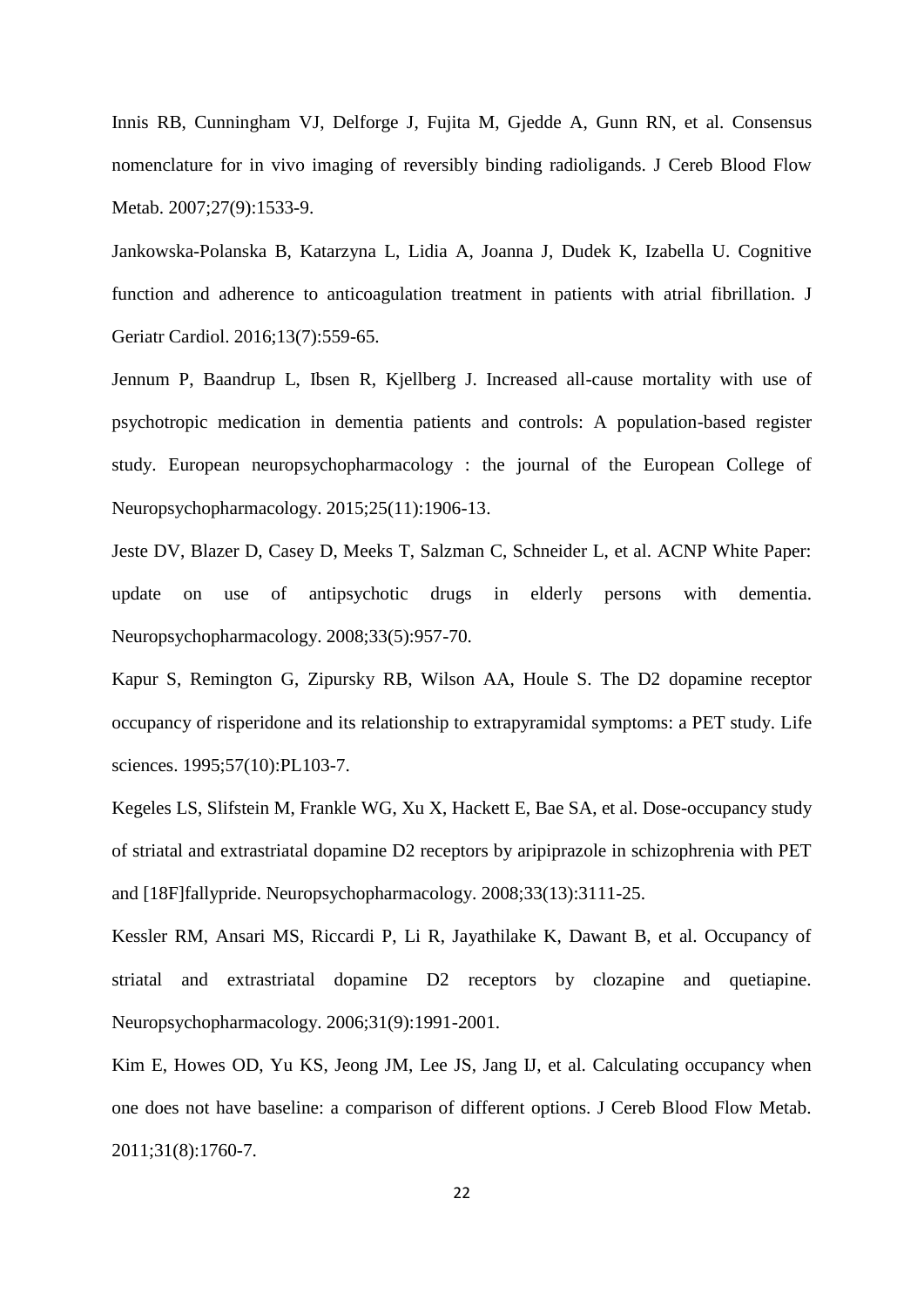Innis RB, Cunningham VJ, Delforge J, Fujita M, Gjedde A, Gunn RN, et al. Consensus nomenclature for in vivo imaging of reversibly binding radioligands. J Cereb Blood Flow Metab. 2007;27(9):1533-9.

Jankowska-Polanska B, Katarzyna L, Lidia A, Joanna J, Dudek K, Izabella U. Cognitive function and adherence to anticoagulation treatment in patients with atrial fibrillation. J Geriatr Cardiol. 2016;13(7):559-65.

Jennum P, Baandrup L, Ibsen R, Kjellberg J. Increased all-cause mortality with use of psychotropic medication in dementia patients and controls: A population-based register study. European neuropsychopharmacology : the journal of the European College of Neuropsychopharmacology. 2015;25(11):1906-13.

Jeste DV, Blazer D, Casey D, Meeks T, Salzman C, Schneider L, et al. ACNP White Paper: update on use of antipsychotic drugs in elderly persons with dementia. Neuropsychopharmacology. 2008;33(5):957-70.

Kapur S, Remington G, Zipursky RB, Wilson AA, Houle S. The D2 dopamine receptor occupancy of risperidone and its relationship to extrapyramidal symptoms: a PET study. Life sciences. 1995;57(10):PL103-7.

Kegeles LS, Slifstein M, Frankle WG, Xu X, Hackett E, Bae SA, et al. Dose-occupancy study of striatal and extrastriatal dopamine D2 receptors by aripiprazole in schizophrenia with PET and [18F]fallypride. Neuropsychopharmacology. 2008;33(13):3111-25.

Kessler RM, Ansari MS, Riccardi P, Li R, Jayathilake K, Dawant B, et al. Occupancy of striatal and extrastriatal dopamine D2 receptors by clozapine and quetiapine. Neuropsychopharmacology. 2006;31(9):1991-2001.

Kim E, Howes OD, Yu KS, Jeong JM, Lee JS, Jang IJ, et al. Calculating occupancy when one does not have baseline: a comparison of different options. J Cereb Blood Flow Metab. 2011;31(8):1760-7.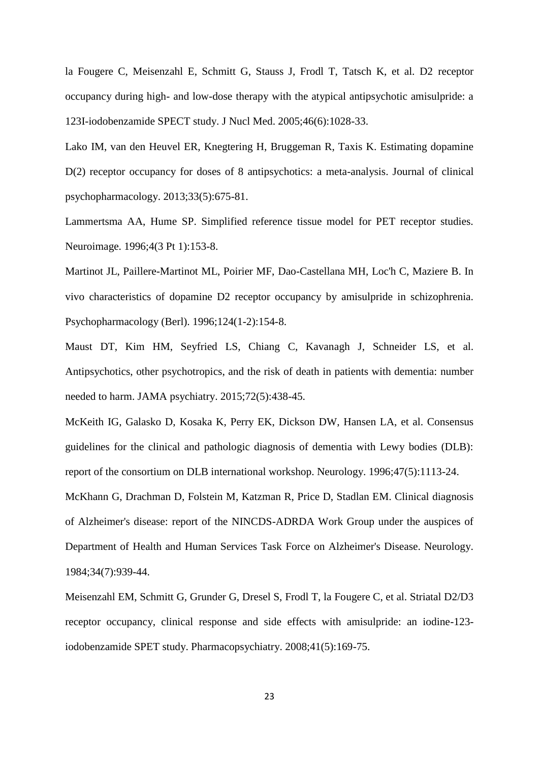la Fougere C, Meisenzahl E, Schmitt G, Stauss J, Frodl T, Tatsch K, et al. D2 receptor occupancy during high- and low-dose therapy with the atypical antipsychotic amisulpride: a 123I-iodobenzamide SPECT study. J Nucl Med. 2005;46(6):1028-33.

Lako IM, van den Heuvel ER, Knegtering H, Bruggeman R, Taxis K. Estimating dopamine D(2) receptor occupancy for doses of 8 antipsychotics: a meta-analysis. Journal of clinical psychopharmacology. 2013;33(5):675-81.

Lammertsma AA, Hume SP. Simplified reference tissue model for PET receptor studies. Neuroimage. 1996;4(3 Pt 1):153-8.

Martinot JL, Paillere-Martinot ML, Poirier MF, Dao-Castellana MH, Loc'h C, Maziere B. In vivo characteristics of dopamine D2 receptor occupancy by amisulpride in schizophrenia. Psychopharmacology (Berl). 1996;124(1-2):154-8.

Maust DT, Kim HM, Seyfried LS, Chiang C, Kavanagh J, Schneider LS, et al. Antipsychotics, other psychotropics, and the risk of death in patients with dementia: number needed to harm. JAMA psychiatry. 2015;72(5):438-45.

McKeith IG, Galasko D, Kosaka K, Perry EK, Dickson DW, Hansen LA, et al. Consensus guidelines for the clinical and pathologic diagnosis of dementia with Lewy bodies (DLB): report of the consortium on DLB international workshop. Neurology. 1996;47(5):1113-24.

McKhann G, Drachman D, Folstein M, Katzman R, Price D, Stadlan EM. Clinical diagnosis of Alzheimer's disease: report of the NINCDS-ADRDA Work Group under the auspices of Department of Health and Human Services Task Force on Alzheimer's Disease. Neurology. 1984;34(7):939-44.

Meisenzahl EM, Schmitt G, Grunder G, Dresel S, Frodl T, la Fougere C, et al. Striatal D2/D3 receptor occupancy, clinical response and side effects with amisulpride: an iodine-123-iodobenzamide SPET study. Pharmacopsychiatry. 2008;41(5):169-75.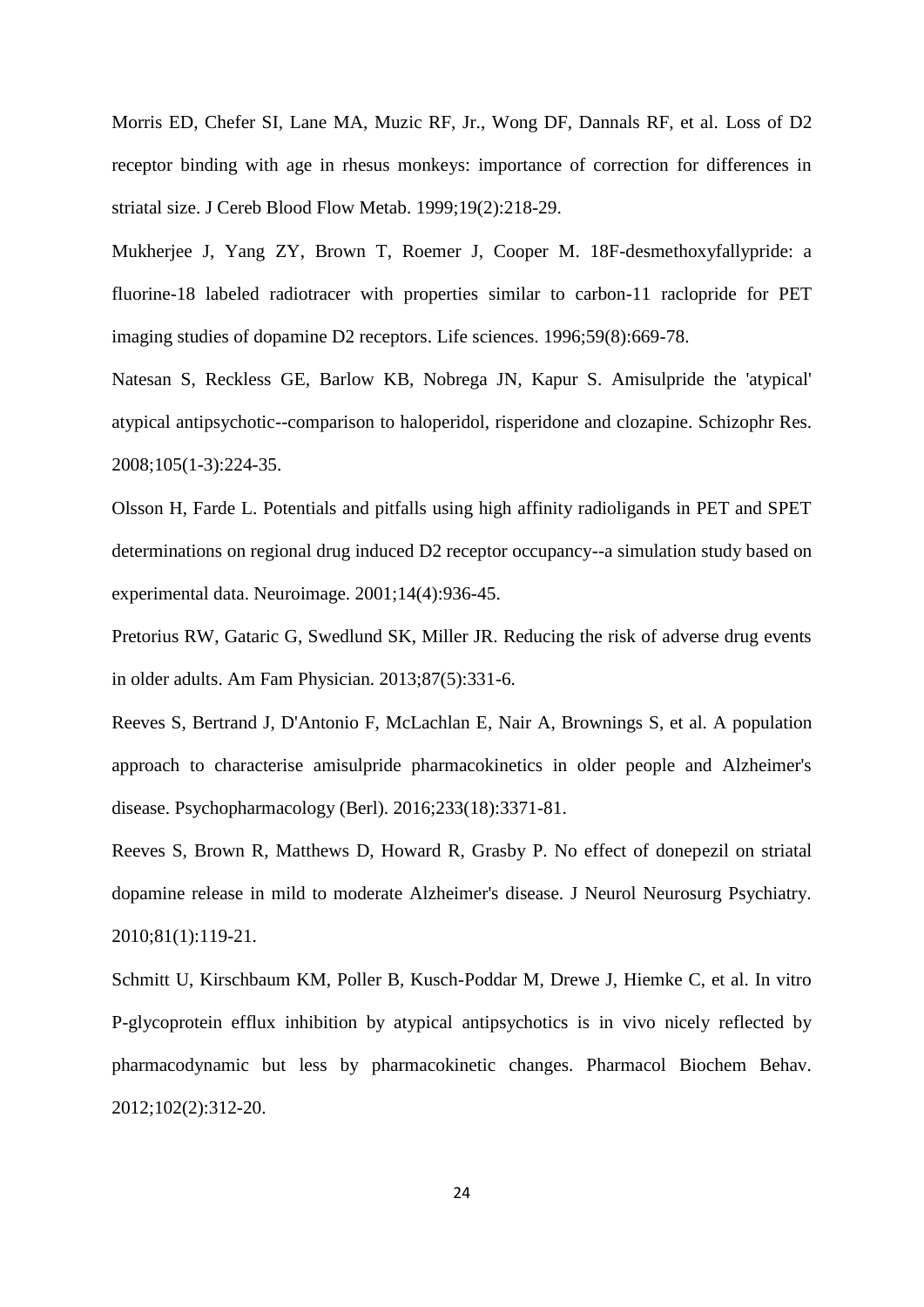Morris ED, Chefer SI, Lane MA, Muzic RF, Jr., Wong DF, Dannals RF, et al. Loss of D2 receptor binding with age in rhesus monkeys: importance of correction for differences in striatal size. J Cereb Blood Flow Metab. 1999;19(2):218-29.

Mukherjee J, Yang ZY, Brown T, Roemer J, Cooper M. 18F-desmethoxyfallypride: a fluorine-18 labeled radiotracer with properties similar to carbon-11 raclopride for PET imaging studies of dopamine D2 receptors. Life sciences. 1996;59(8):669-78.

Natesan S, Reckless GE, Barlow KB, Nobrega JN, Kapur S. Amisulpride the 'atypical' atypical antipsychotic--comparison to haloperidol, risperidone and clozapine. Schizophr Res. 2008;105(1-3):224-35.

Olsson H, Farde L. Potentials and pitfalls using high affinity radioligands in PET and SPET determinations on regional drug induced D2 receptor occupancy--a simulation study based on experimental data. Neuroimage. 2001;14(4):936-45.

Pretorius RW, Gataric G, Swedlund SK, Miller JR. Reducing the risk of adverse drug events in older adults. Am Fam Physician. 2013;87(5):331-6.

Reeves S, Bertrand J, D'Antonio F, McLachlan E, Nair A, Brownings S, et al. A population approach to characterise amisulpride pharmacokinetics in older people and Alzheimer's disease. Psychopharmacology (Berl). 2016;233(18):3371-81.

Reeves S, Brown R, Matthews D, Howard R, Grasby P. No effect of donepezil on striatal dopamine release in mild to moderate Alzheimer's disease. J Neurol Neurosurg Psychiatry. 2010;81(1):119-21.

Schmitt U, Kirschbaum KM, Poller B, Kusch-Poddar M, Drewe J, Hiemke C, et al. In vitro P-glycoprotein efflux inhibition by atypical antipsychotics is in vivo nicely reflected by pharmacodynamic but less by pharmacokinetic changes. Pharmacol Biochem Behav. 2012;102(2):312-20.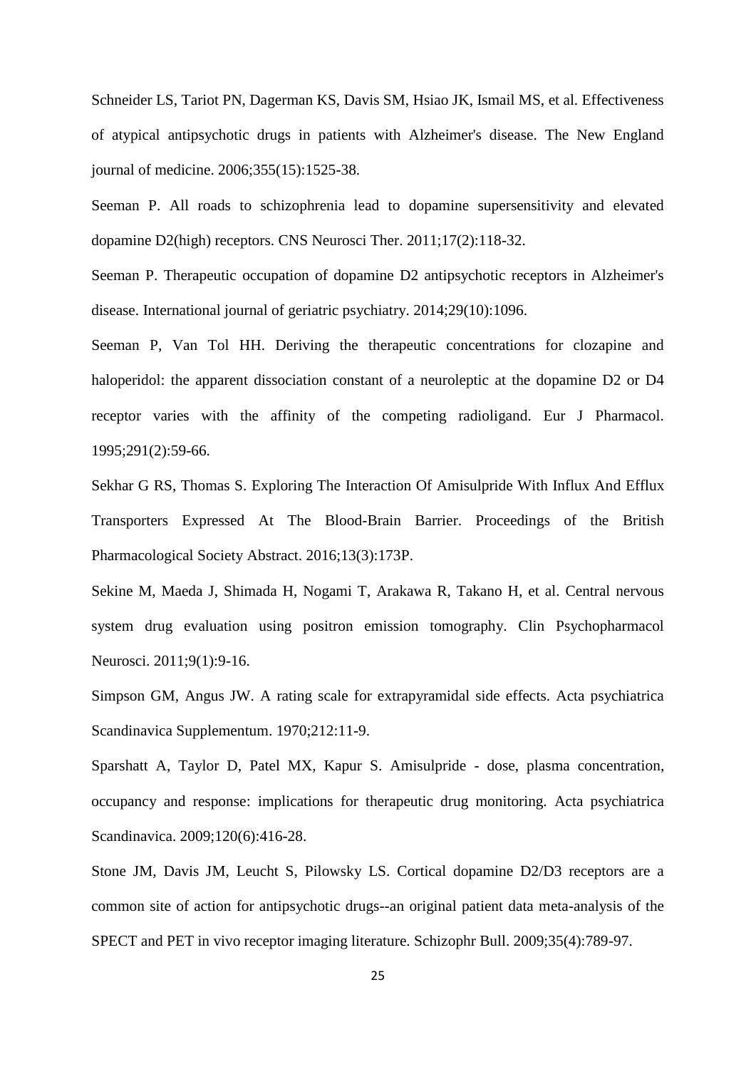Schneider LS, Tariot PN, Dagerman KS, Davis SM, Hsiao JK, Ismail MS, et al. Effectiveness of atypical antipsychotic drugs in patients with Alzheimer's disease. The New England journal of medicine. 2006;355(15):1525-38.

Seeman P. All roads to schizophrenia lead to dopamine supersensitivity and elevated dopamine D2(high) receptors. CNS Neurosci Ther. 2011;17(2):118-32.

Seeman P. Therapeutic occupation of dopamine D2 antipsychotic receptors in Alzheimer's disease. International journal of geriatric psychiatry. 2014;29(10):1096.

Seeman P, Van Tol HH. Deriving the therapeutic concentrations for clozapine and haloperidol: the apparent dissociation constant of a neuroleptic at the dopamine D2 or D4 receptor varies with the affinity of the competing radioligand. Eur J Pharmacol. 1995;291(2):59-66.

Sekhar G RS, Thomas S. Exploring The Interaction Of Amisulpride With Influx And Efflux Transporters Expressed At The Blood-Brain Barrier. Proceedings of the British Pharmacological Society Abstract. 2016;13(3):173P.

Sekine M, Maeda J, Shimada H, Nogami T, Arakawa R, Takano H, et al. Central nervous system drug evaluation using positron emission tomography. Clin Psychopharmacol Neurosci. 2011;9(1):9-16.

Simpson GM, Angus JW. A rating scale for extrapyramidal side effects. Acta psychiatrica Scandinavica Supplementum. 1970;212:11-9.

Sparshatt A, Taylor D, Patel MX, Kapur S. Amisulpride - dose, plasma concentration, occupancy and response: implications for therapeutic drug monitoring. Acta psychiatrica Scandinavica. 2009;120(6):416-28.

Stone JM, Davis JM, Leucht S, Pilowsky LS. Cortical dopamine D2/D3 receptors are a common site of action for antipsychotic drugs--an original patient data meta-analysis of the SPECT and PET in vivo receptor imaging literature. Schizophr Bull. 2009;35(4):789-97.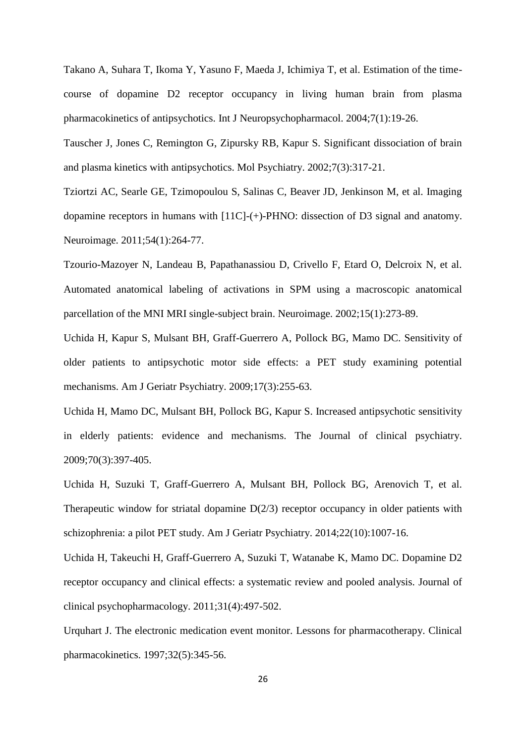Takano A, Suhara T, Ikoma Y, Yasuno F, Maeda J, Ichimiya T, et al. Estimation of the time-course of dopamine D2 receptor occupancy in living human brain from plasma pharmacokinetics of antipsychotics. Int J Neuropsychopharmacol. 2004;7(1):19-26.

Tauscher J, Jones C, Remington G, Zipursky RB, Kapur S. Significant dissociation of brain and plasma kinetics with antipsychotics. Mol Psychiatry. 2002;7(3):317-21.

Tziortzi AC, Searle GE, Tzimopoulou S, Salinas C, Beaver JD, Jenkinson M, et al. Imaging dopamine receptors in humans with [11C]-(+)-PHNO: dissection of D3 signal and anatomy. Neuroimage. 2011;54(1):264-77.

Tzourio-Mazoyer N, Landeau B, Papathanassiou D, Crivello F, Etard O, Delcroix N, et al. Automated anatomical labeling of activations in SPM using a macroscopic anatomical parcellation of the MNI MRI single-subject brain. Neuroimage. 2002;15(1):273-89.

Uchida H, Kapur S, Mulsant BH, Graff-Guerrero A, Pollock BG, Mamo DC. Sensitivity of older patients to antipsychotic motor side effects: a PET study examining potential mechanisms. Am J Geriatr Psychiatry. 2009;17(3):255-63.

Uchida H, Mamo DC, Mulsant BH, Pollock BG, Kapur S. Increased antipsychotic sensitivity in elderly patients: evidence and mechanisms. The Journal of clinical psychiatry. 2009;70(3):397-405.

Uchida H, Suzuki T, Graff-Guerrero A, Mulsant BH, Pollock BG, Arenovich T, et al. Therapeutic window for striatal dopamine D(2/3) receptor occupancy in older patients with schizophrenia: a pilot PET study. Am J Geriatr Psychiatry. 2014;22(10):1007-16.

Uchida H, Takeuchi H, Graff-Guerrero A, Suzuki T, Watanabe K, Mamo DC. Dopamine D2 receptor occupancy and clinical effects: a systematic review and pooled analysis. Journal of clinical psychopharmacology. 2011;31(4):497-502.

Urquhart J. The electronic medication event monitor. Lessons for pharmacotherapy. Clinical pharmacokinetics. 1997;32(5):345-56.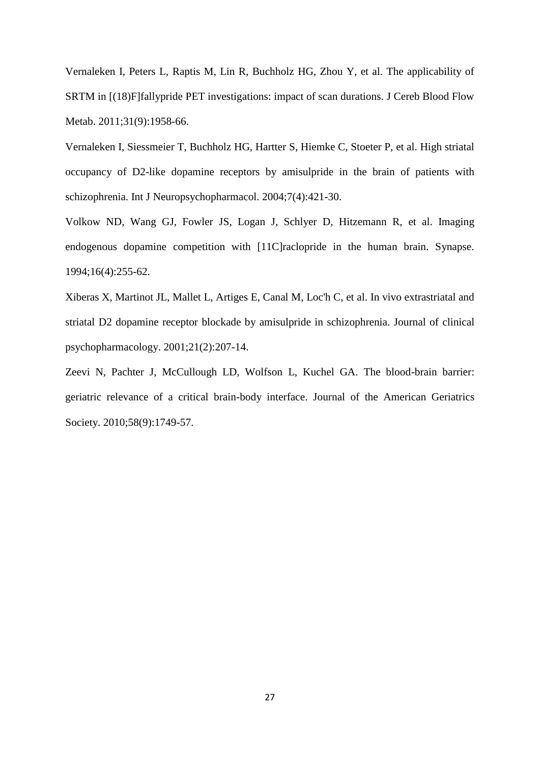Vernaleken I, Peters L, Raptis M, Lin R, Buchholz HG, Zhou Y, et al. The applicability of SRTM in [(18)F]fallypride PET investigations: impact of scan durations. J Cereb Blood Flow Metab. 2011;31(9):1958-66.

Vernaleken I, Siessmeier T, Buchholz HG, Hartter S, Hiemke C, Stoeter P, et al. High striatal occupancy of D2-like dopamine receptors by amisulpride in the brain of patients with schizophrenia. Int J Neuropsychopharmacol. 2004;7(4):421-30.

Volkow ND, Wang GJ, Fowler JS, Logan J, Schlyer D, Hitzemann R, et al. Imaging endogenous dopamine competition with [11C]raclopride in the human brain. Synapse. 1994;16(4):255-62.

Xiberas X, Martinot JL, Mallet L, Artiges E, Canal M, Loc'h C, et al. In vivo extrastriatal and striatal D2 dopamine receptor blockade by amisulpride in schizophrenia. Journal of clinical psychopharmacology. 2001;21(2):207-14.

Zeevi N, Pachter J, McCullough LD, Wolfson L, Kuchel GA. The blood-brain barrier: geriatric relevance of a critical brain-body interface. Journal of the American Geriatrics Society. 2010;58(9):1749-57.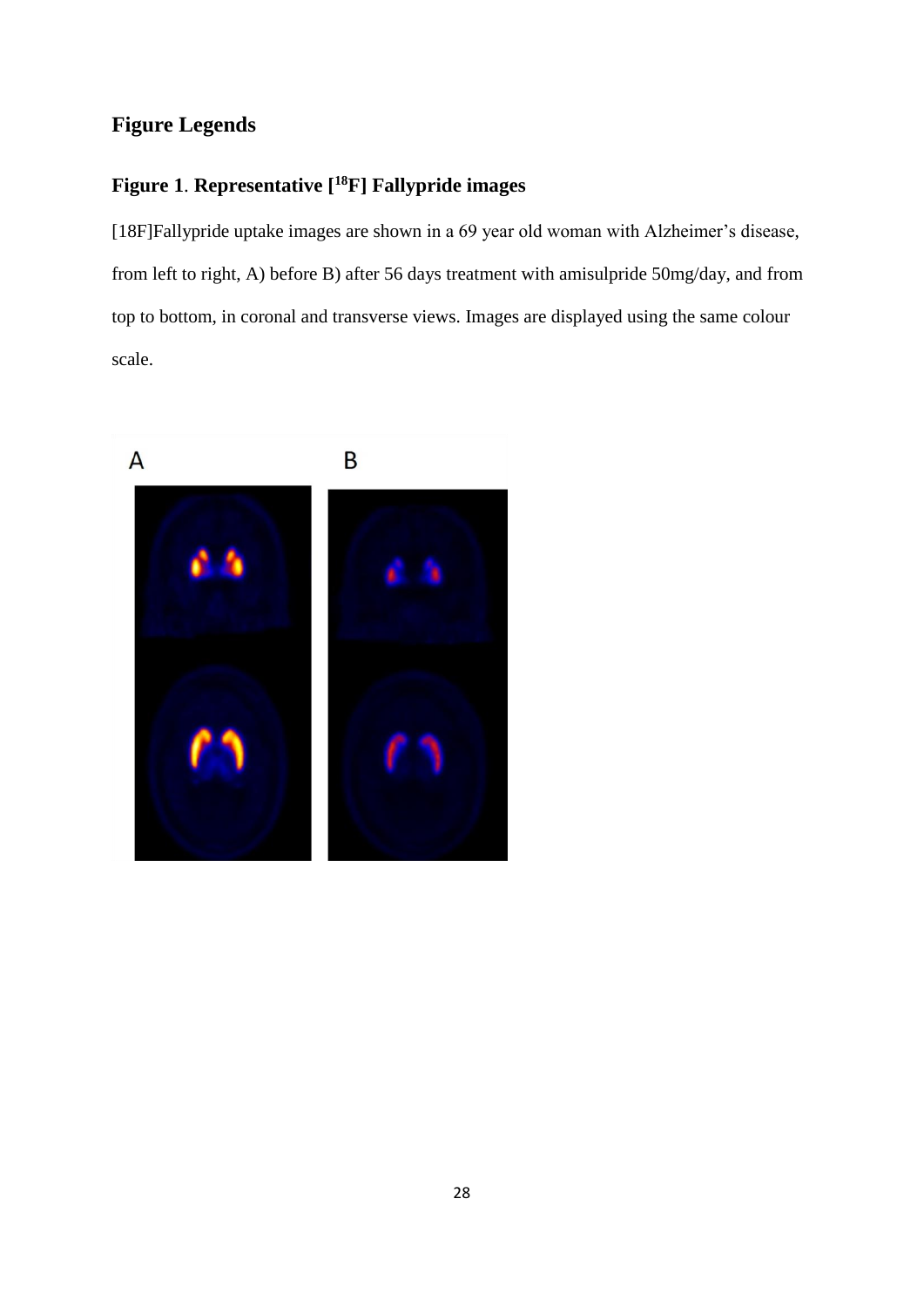## Figure Legends

### Figure 1. Representative [$^{18}$F] Fallypride images

[18F]Fallypride uptake images are shown in a 69 year old woman with Alzheimer's disease, from left to right, A) before B) after 56 days treatment with amisulpride 50mg/day, and from top to bottom, in coronal and transverse views. Images are displayed using the same colour scale.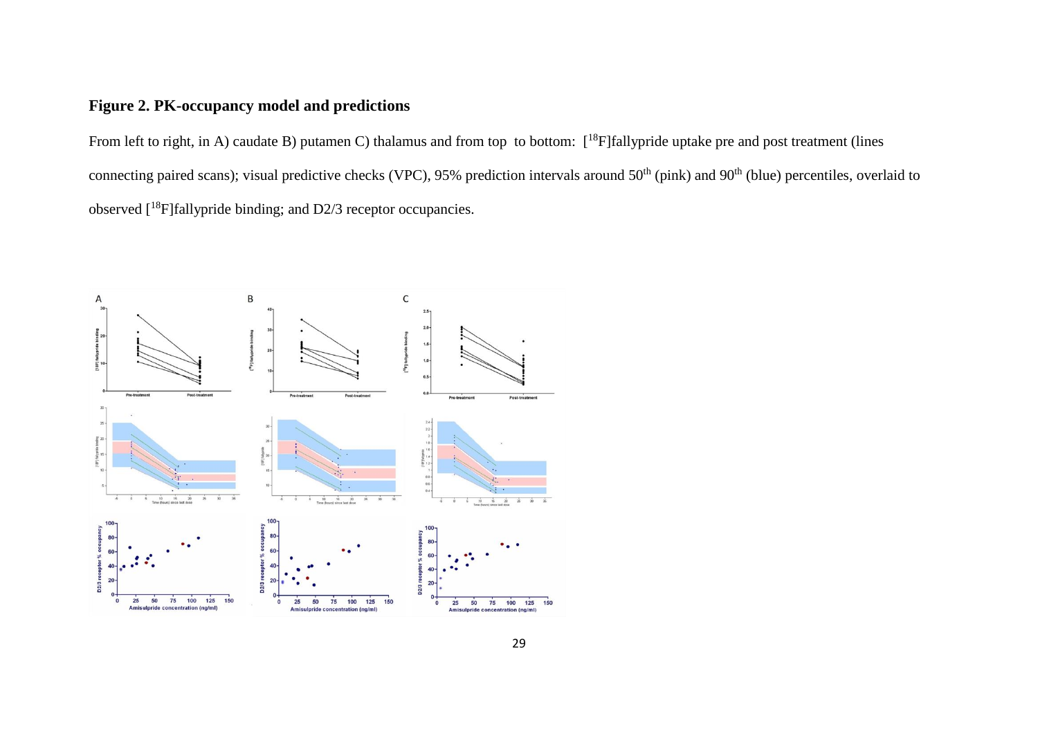## Figure 2. PK-occupancy model and predictions

From left to right, in A) caudate B) putamen C) thalamus and from top to bottom: [$^{18}$F]fallypride uptake pre and post treatment (lines connecting paired scans); visual predictive checks (VPC), 95% prediction intervals around 50$^{th}$ (pink) and 90$^{th}$ (blue) percentiles, overlaid to observed [$^{18}$F]fallypride binding; and D2/3 receptor occupancies.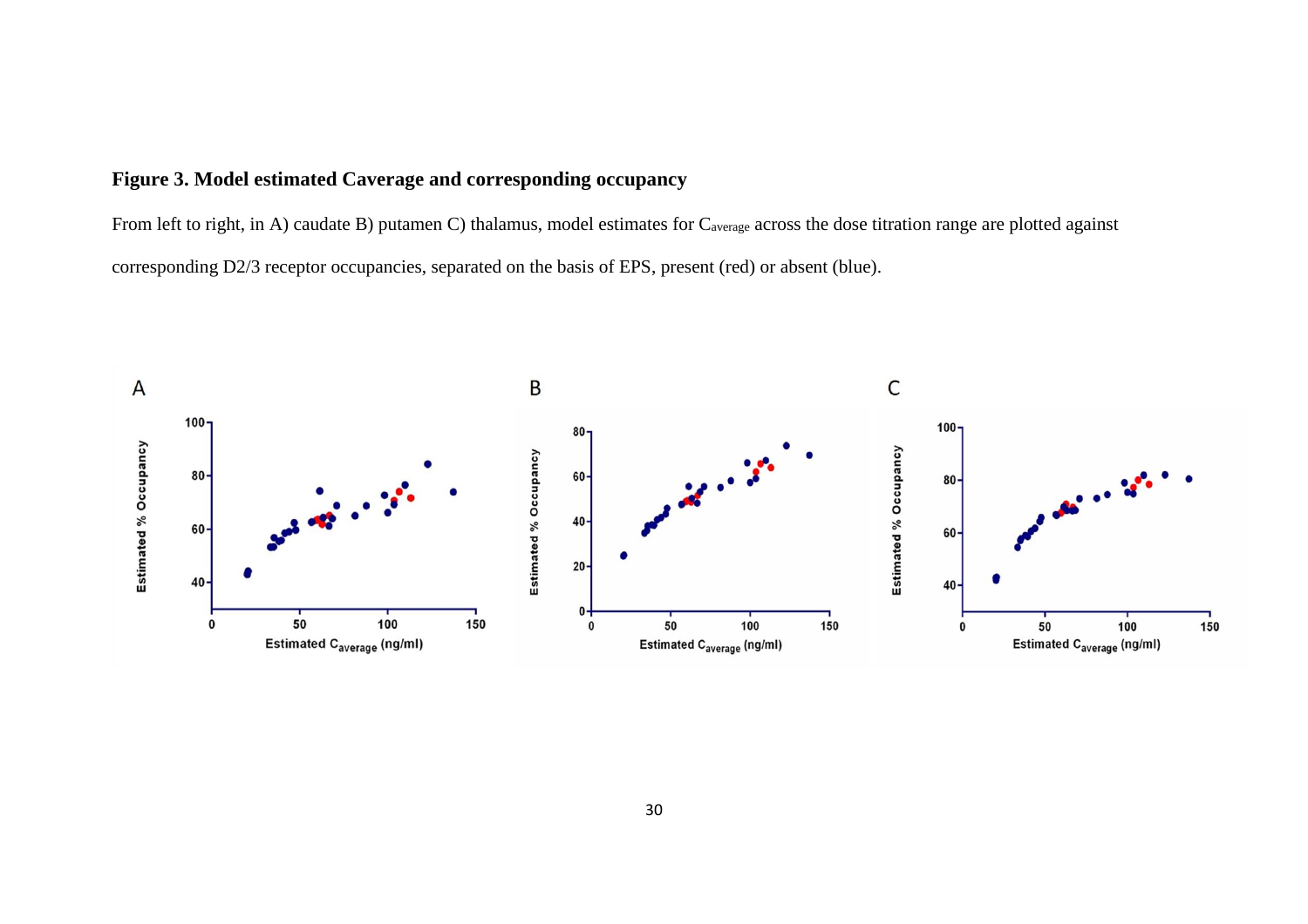**Figure 3. Model estimated Caverage and corresponding occupancy**

From left to right, in A) caudate B) putamen C) thalamus, model estimates for $C_{average}$ across the dose titration range are plotted against corresponding D2/3 receptor occupancies, separated on the basis of EPS, present (red) or absent (blue).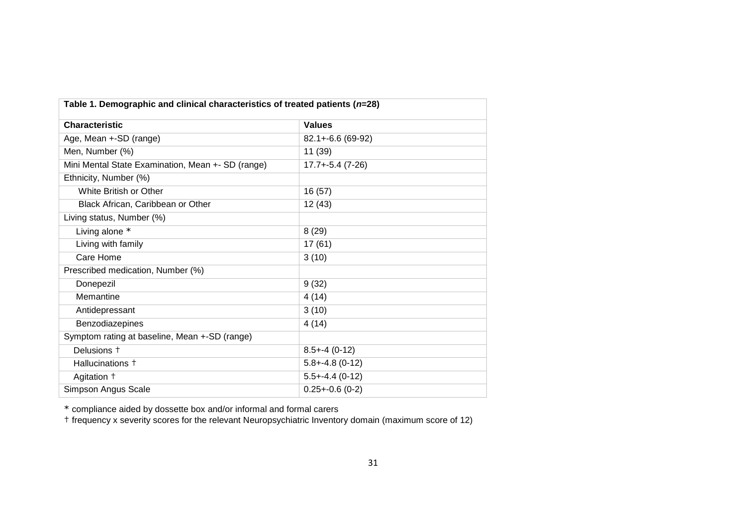**Table 1. Demographic and clinical characteristics of treated patients (*n*=28)**

| Characteristic | Values |
|---|---|
| Age, Mean +-SD (range) | 82.1+-6.6 (69-92) |
| Men, Number (%) | 11 (39) |
| Mini Mental State Examination, Mean +- SD (range) | 17.7+-5.4 (7-26) |
| Ethnicity, Number (%) | |
| White British or Other | 16 (57) |
| Black African, Caribbean or Other | 12 (43) |
| Living status, Number (%) | |
| Living alone * | 8 (29) |
| Living with family | 17 (61) |
| Care Home | 3 (10) |
| Prescribed medication, Number (%) | |
| Donepezil | 9 (32) |
| Memantine | 4 (14) |
| Antidepressant | 3 (10) |
| Benzodiazepines | 4 (14) |
| Symptom rating at baseline, Mean +-SD (range) | |
| Delusions † | 8.5+-4 (0-12) |
| Hallucinations † | 5.8+-4.8 (0-12) |
| Agitation † | 5.5+-4.4 (0-12) |
| Simpson Angus Scale | 0.25+-0.6 (0-2) |

* compliance aided by dossette box and/or informal and formal carers

† frequency x severity scores for the relevant Neuropsychiatric Inventory domain (maximum score of 12)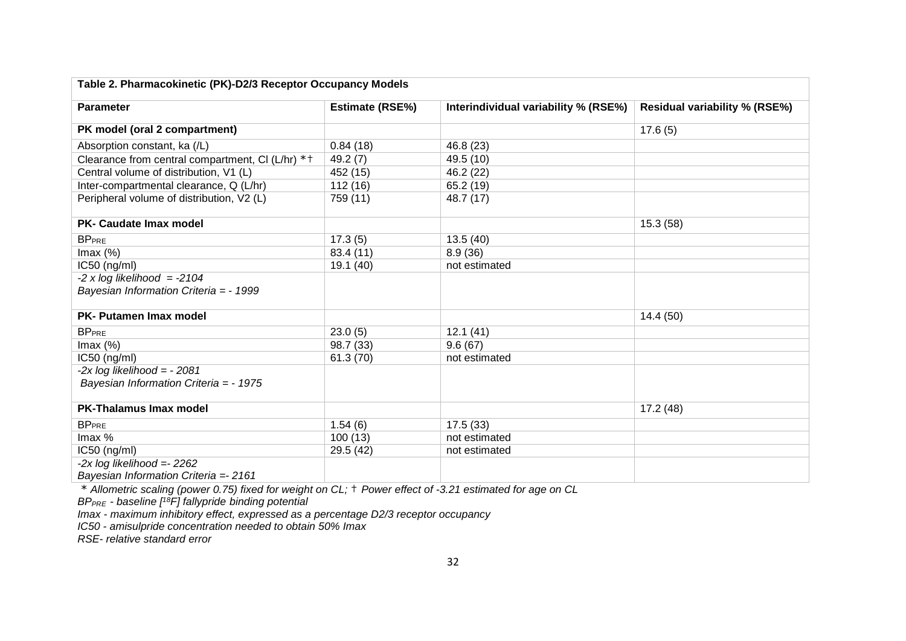**Table 2. Pharmacokinetic (PK)-D2/3 Receptor Occupancy Models**

| Parameter | Estimate (RSE%) | Interindividual variability % (RSE%) | Residual variability % (RSE%) |
|---|---|---|---|
| **PK model (oral 2 compartment)** | | | 17.6 (5) |
| Absorption constant, ka (/L) | 0.84 (18) | 46.8 (23) | |
| Clearance from central compartment, Cl (L/hr) *† | 49.2 (7) | 49.5 (10) | |
| Central volume of distribution, V1 (L) | 452 (15) | 46.2 (22) | |
| Inter-compartmental clearance, Q (L/hr) | 112 (16) | 65.2 (19) | |
| Peripheral volume of distribution, V2 (L) | 759 (11) | 48.7 (17) | |
| **PK- Caudate Imax model** | | | 15.3 (58) |
| $BP_{PRE}$ | 17.3 (5) | 13.5 (40) | |
| Imax (%) | 83.4 (11) | 8.9 (36) | |
| IC50 (ng/ml) | 19.1 (40) | not estimated | |
| *-2 x log likelihood = -2104*<br>*Bayesian Information Criteria = - 1999* | | | |
| **PK- Putamen Imax model** | | | 14.4 (50) |
| $BP_{PRE}$ | 23.0 (5) | 12.1 (41) | |
| Imax (%) | 98.7 (33) | 9.6 (67) | |
| IC50 (ng/ml) | 61.3 (70) | not estimated | |
| *-2x log likelihood = - 2081*<br>*Bayesian Information Criteria = - 1975* | | | |
| **PK-Thalamus Imax model** | | | 17.2 (48) |
| $BP_{PRE}$ | 1.54 (6) | 17.5 (33) | |
| Imax % | 100 (13) | not estimated | |
| IC50 (ng/ml) | 29.5 (42) | not estimated | |
| *-2x log likelihood =- 2262*<br>*Bayesian Information Criteria =- 2161* | | | |

\* *Allometric scaling (power 0.75) fixed for weight on CL;* † *Power effect of -3.21 estimated for age on CL*

*$BP_{PRE}$ - baseline [$^{18}$F] fallypride binding potential*

*Imax - maximum inhibitory effect, expressed as a percentage D2/3 receptor occupancy*

*IC50 - amisulpride concentration needed to obtain 50% Imax*

*RSE- relative standard error*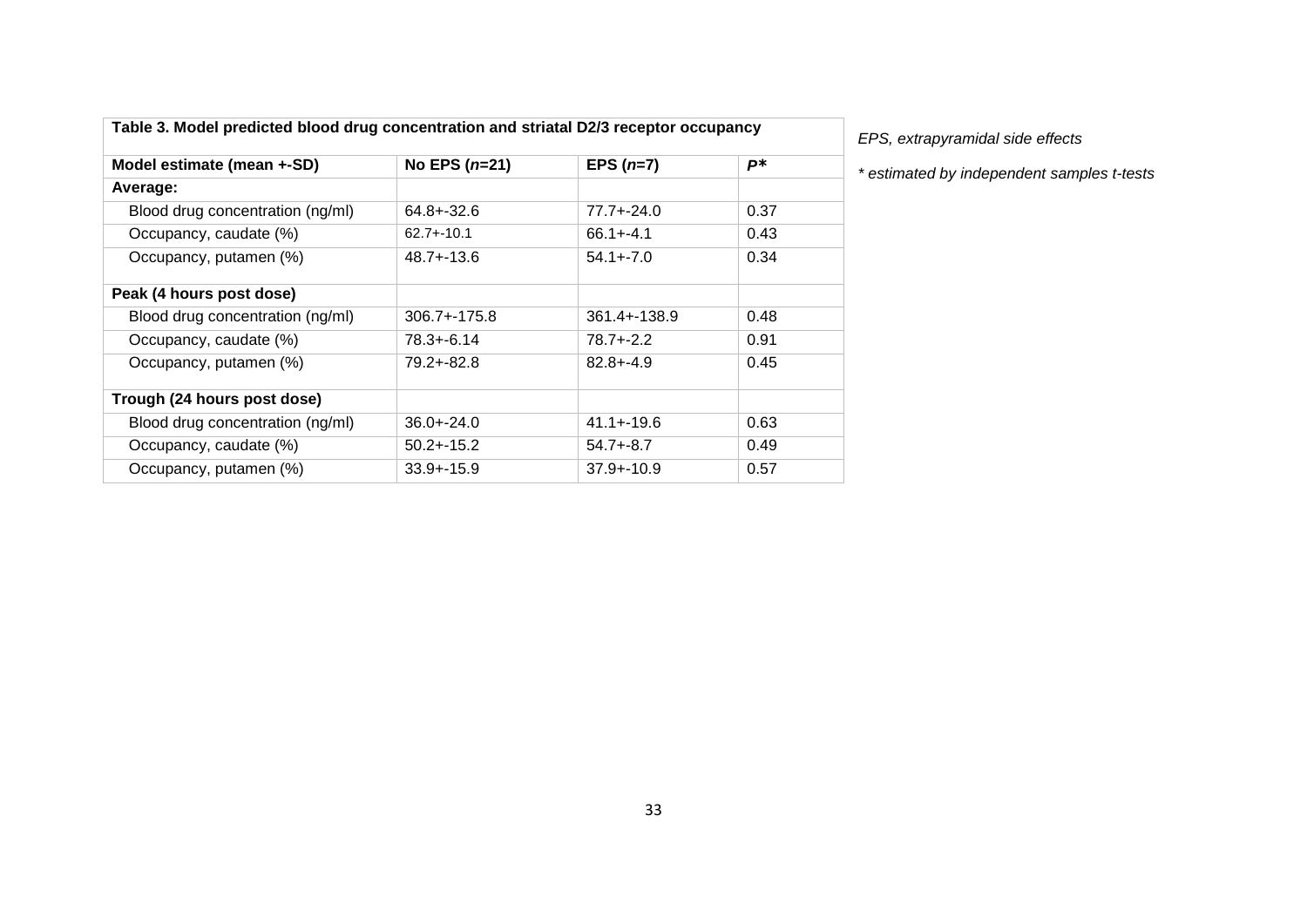**Table 3. Model predicted blood drug concentration and striatal D2/3 receptor occupancy**

| Model estimate (mean +-SD) | No EPS (*n*=21) | EPS (*n*=7) | ***P**** |
|---|---|---|---|
| **Average:** | | | |
| Blood drug concentration (ng/ml) | 64.8+-32.6 | 77.7+-24.0 | 0.37 |
| Occupancy, caudate (%) | 62.7+-10.1 | 66.1+-4.1 | 0.43 |
| Occupancy, putamen (%) | 48.7+-13.6 | 54.1+-7.0 | 0.34 |
| **Peak (4 hours post dose)** | | | |
| Blood drug concentration (ng/ml) | 306.7+-175.8 | 361.4+-138.9 | 0.48 |
| Occupancy, caudate (%) | 78.3+-6.14 | 78.7+-2.2 | 0.91 |
| Occupancy, putamen (%) | 79.2+-82.8 | 82.8+-4.9 | 0.45 |
| **Trough (24 hours post dose)** | | | |
| Blood drug concentration (ng/ml) | 36.0+-24.0 | 41.1+-19.6 | 0.63 |
| Occupancy, caudate (%) | 50.2+-15.2 | 54.7+-8.7 | 0.49 |
| Occupancy, putamen (%) | 33.9+-15.9 | 37.9+-10.9 | 0.57 |

*EPS, extrapyramidal side effects*

*\* estimated by independent samples t-tests*